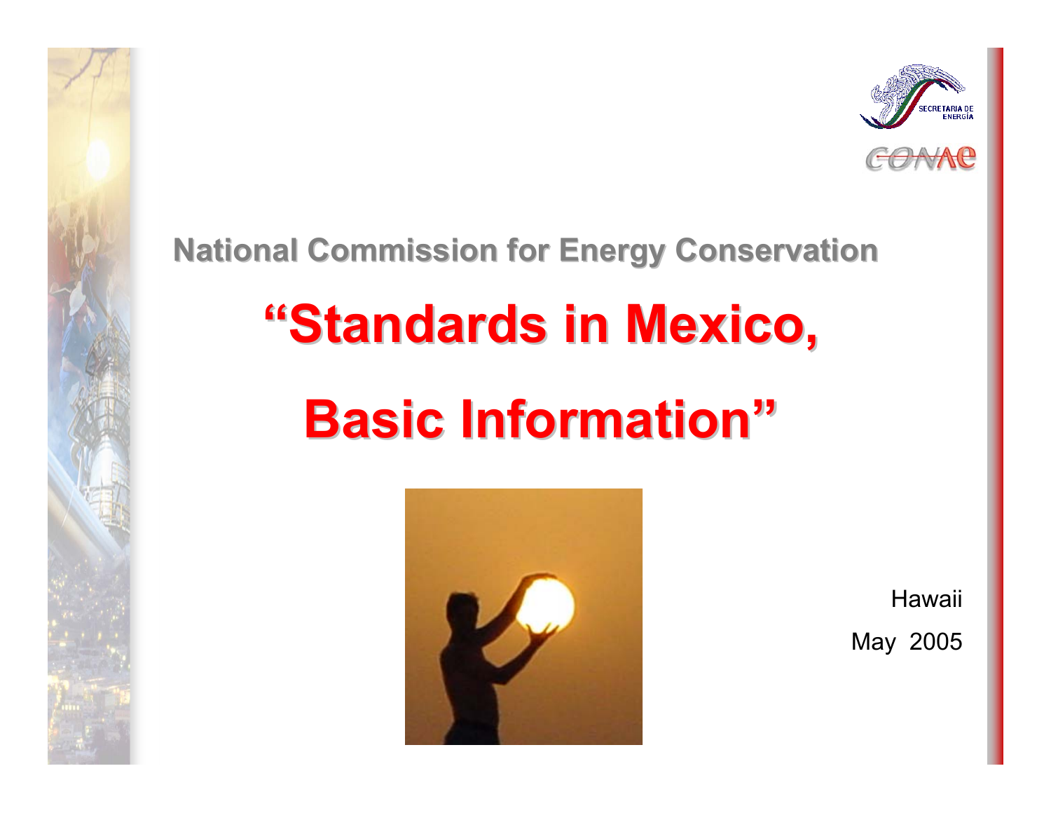SECRETARIA DE ENERGÍA

CONAE

## National Commission for Energy Conservation

# "Standards in Mexico, Basic Information"

Hawaii

May 2005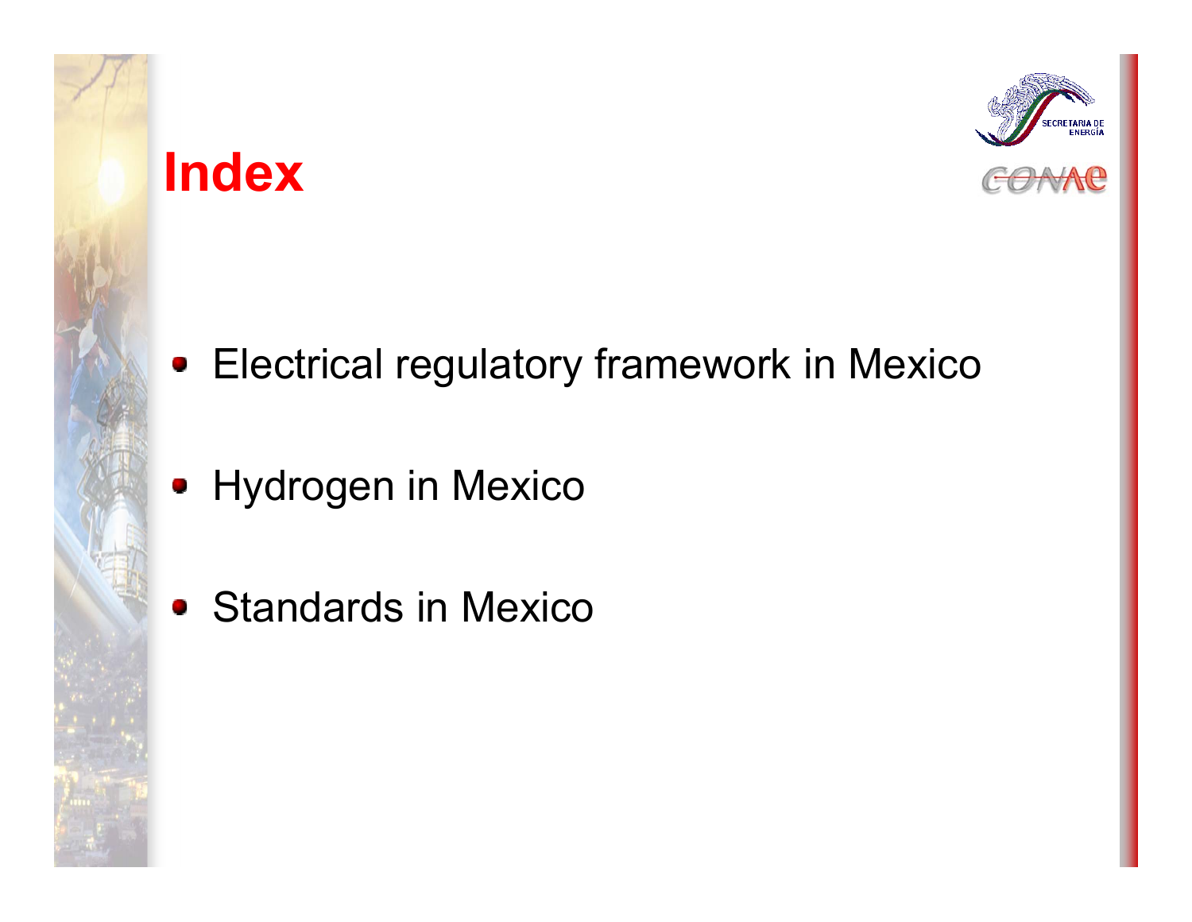# Index

- Electrical regulatory framework in Mexico
- Hydrogen in Mexico
- Standards in Mexico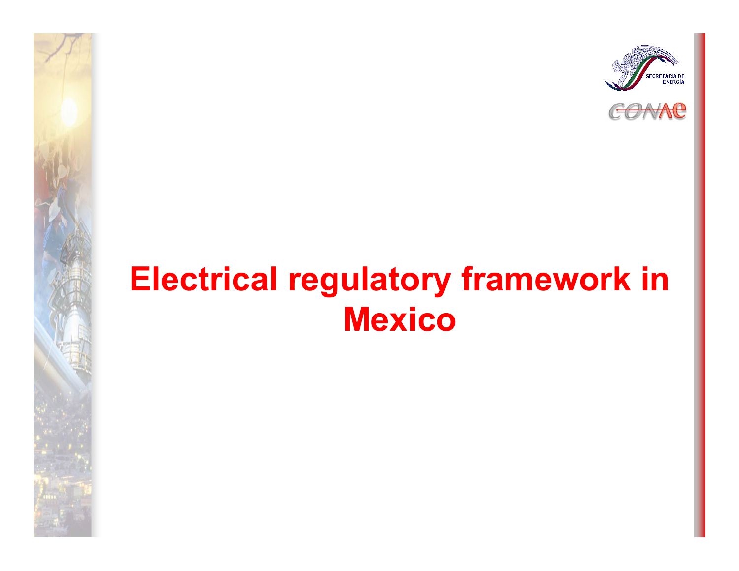# Electrical regulatory framework in Mexico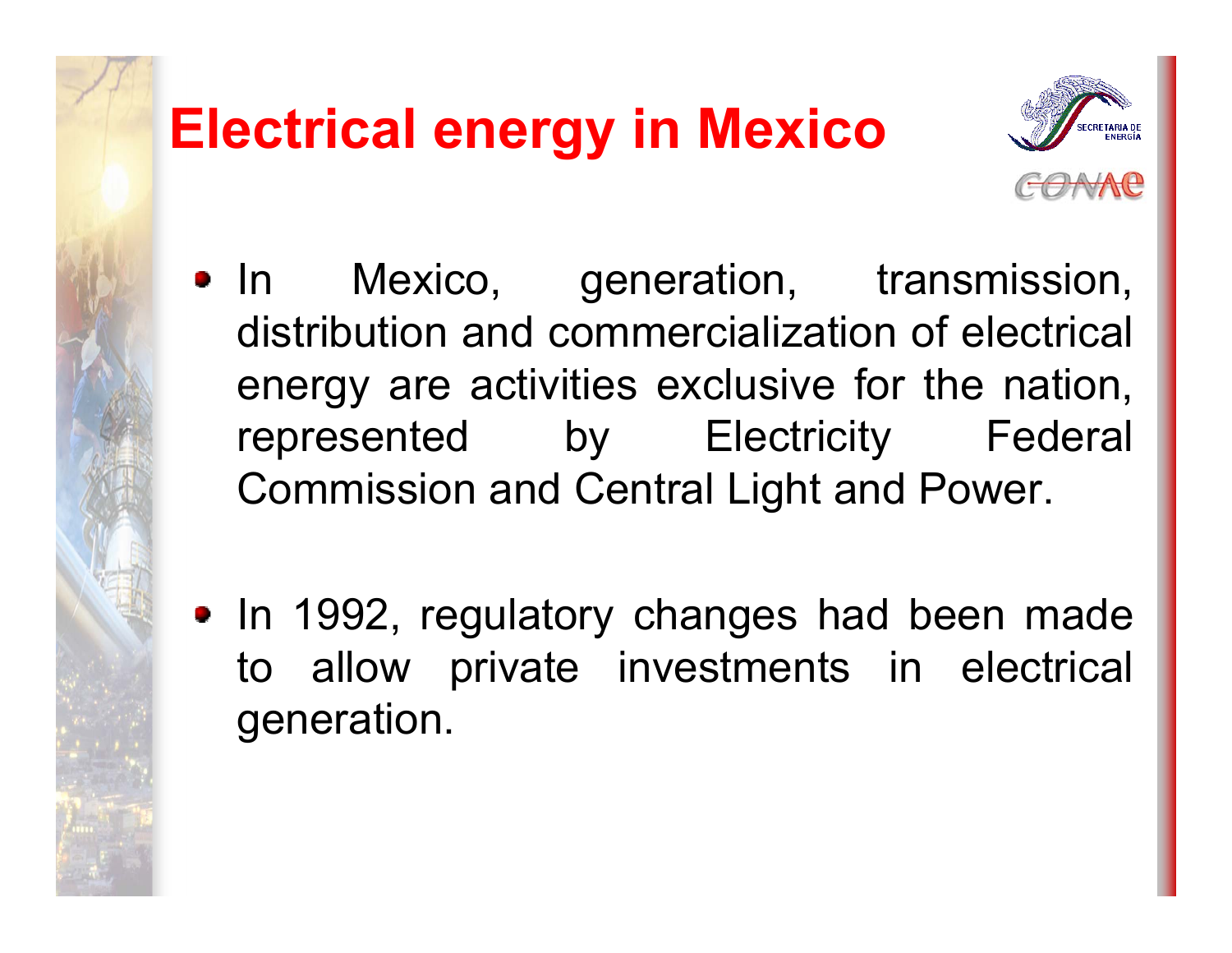# Electrical energy in Mexico

- In Mexico, generation, transmission, distribution and commercialization of electrical energy are activities exclusive for the nation, represented by Electricity Federal Commission and Central Light and Power.

- In 1992, regulatory changes had been made to allow private investments in electrical generation.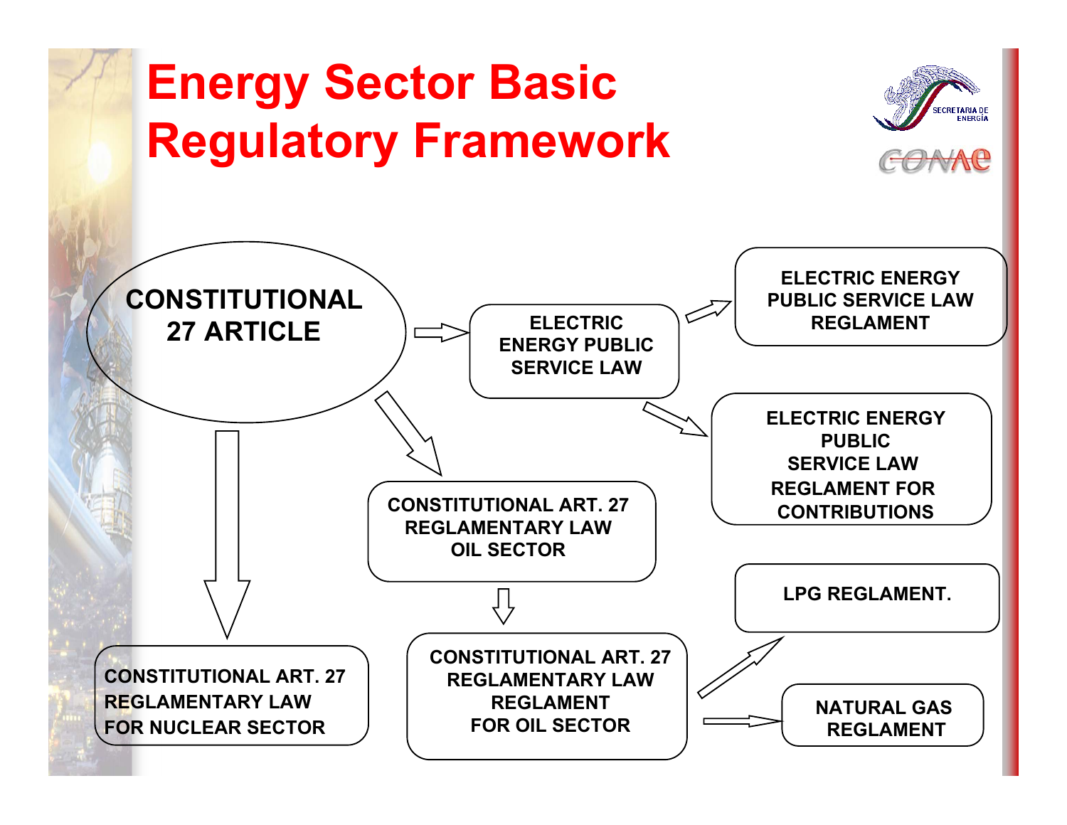# Energy Sector Basic Regulatory Framework

SECRETARIA DE ENERGIA

CONAE

**CONSTITUTIONAL 27 ARTICLE**

- **ELECTRIC ENERGY PUBLIC SERVICE LAW**
  - **ELECTRIC ENERGY PUBLIC SERVICE LAW REGLAMENT**
  - **ELECTRIC ENERGY PUBLIC SERVICE LAW REGLAMENT FOR CONTRIBUTIONS**
- **CONSTITUTIONAL ART. 27 REGLAMENTARY LAW OIL SECTOR**
  - **CONSTITUTIONAL ART. 27 REGLAMENTARY LAW REGLAMENT FOR OIL SECTOR**
    - **LPG REGLAMENT.**
    - **NATURAL GAS REGLAMENT**
- **CONSTITUTIONAL ART. 27 REGLAMENTARY LAW FOR NUCLEAR SECTOR**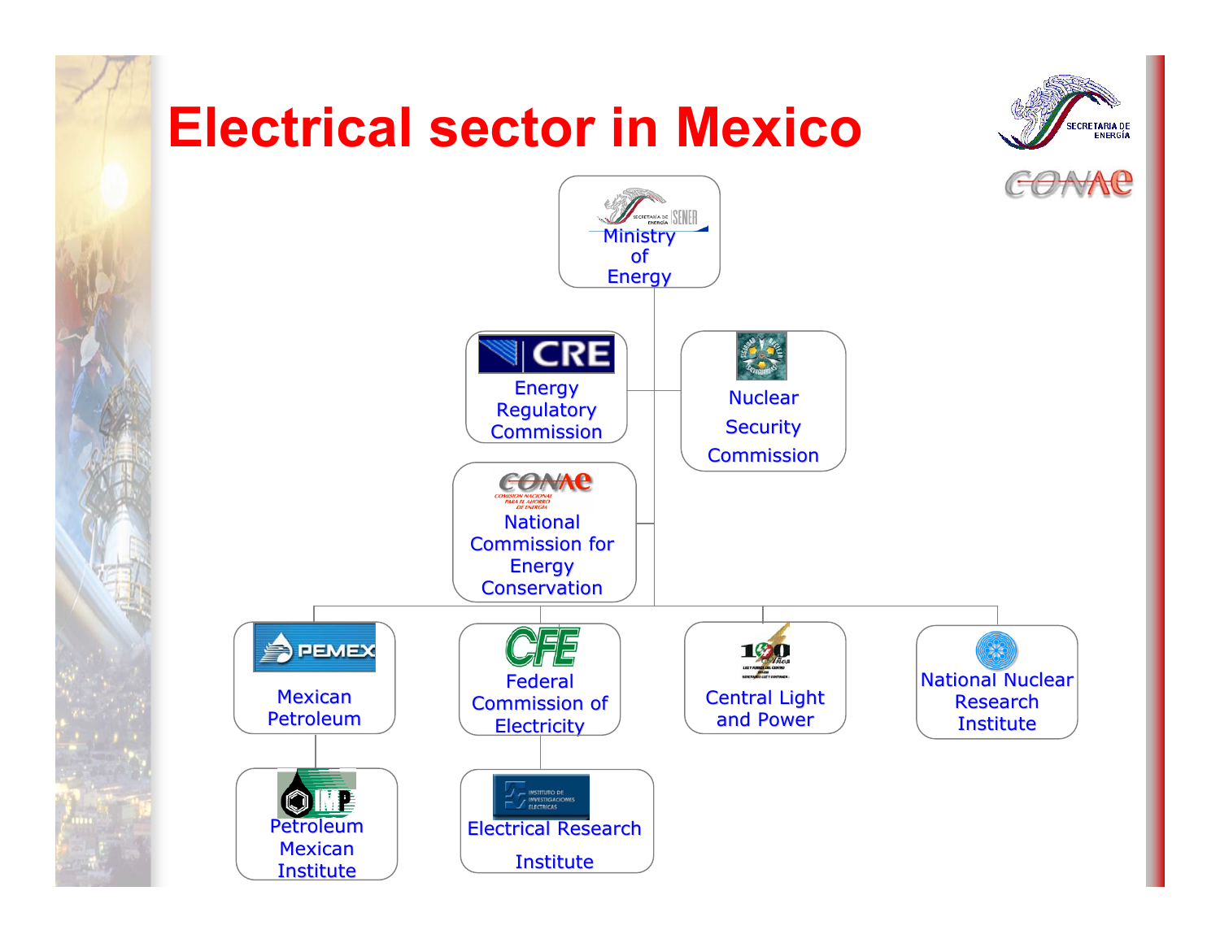# Electrical sector in Mexico

- Ministry of Energy
  - Energy Regulatory Commission
  - Nuclear Security Commission
  - National Commission for Energy Conservation
  - Mexican Petroleum
    - Petroleum Mexican Institute
  - Federal Commission of Electricity
    - Electrical Research Institute
  - Central Light and Power
  - National Nuclear Research Institute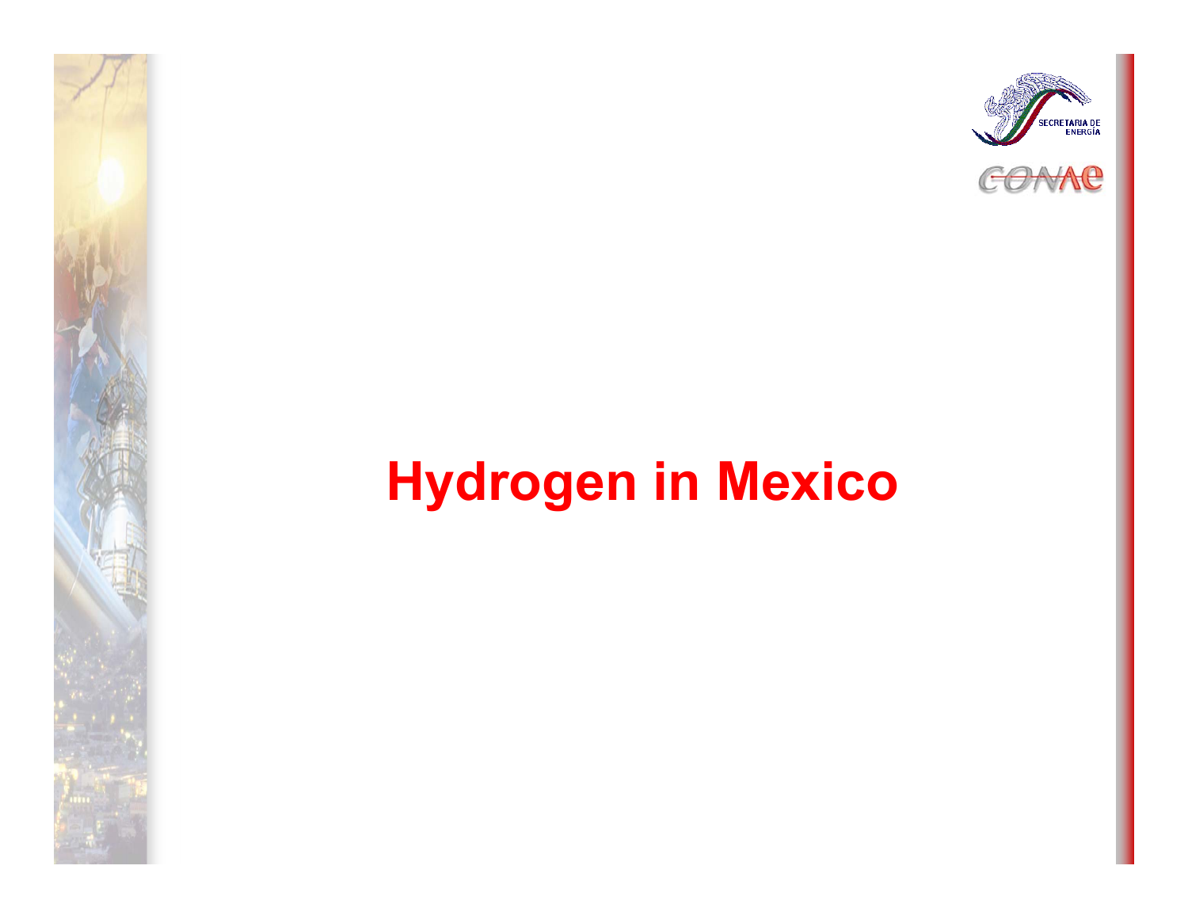# Hydrogen in Mexico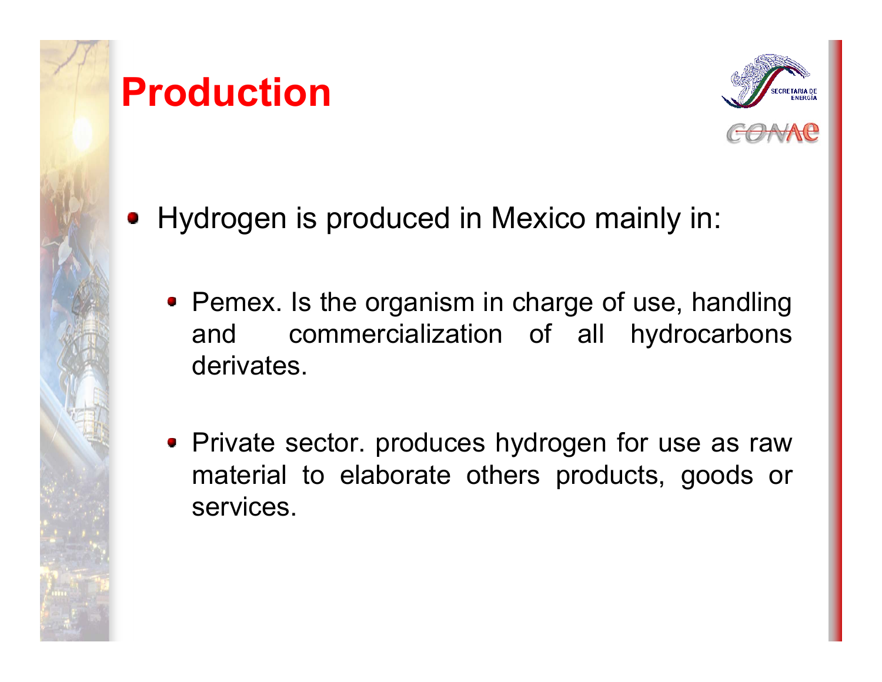# Production

- Hydrogen is produced in Mexico mainly in:
  - Pemex. Is the organism in charge of use, handling and commercialization of all hydrocarbons derivates.
  - Private sector. produces hydrogen for use as raw material to elaborate others products, goods or services.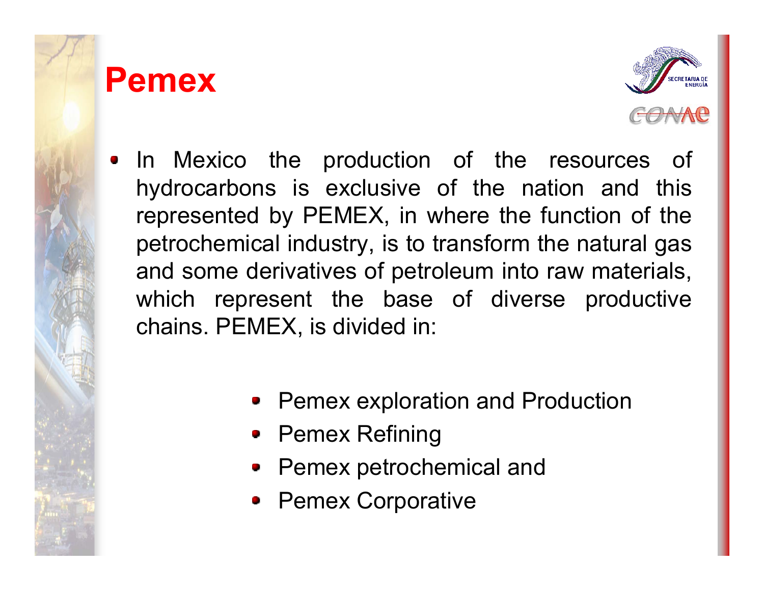# Pemex

- In Mexico the production of the resources of hydrocarbons is exclusive of the nation and this represented by PEMEX, in where the function of the petrochemical industry, is to transform the natural gas and some derivatives of petroleum into raw materials, which represent the base of diverse productive chains. PEMEX, is divided in:

  - Pemex exploration and Production
  - Pemex Refining
  - Pemex petrochemical and
  - Pemex Corporative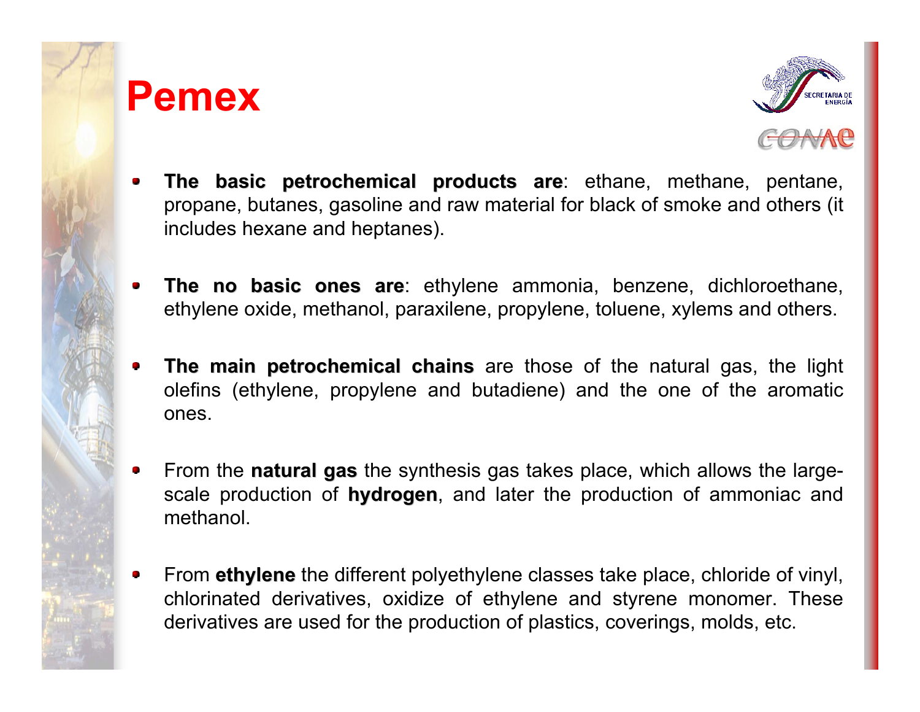# Pemex

- **The basic petrochemical products are**: ethane, methane, pentane, propane, butanes, gasoline and raw material for black of smoke and others (it includes hexane and heptanes).

- **The no basic ones are**: ethylene ammonia, benzene, dichloroethane, ethylene oxide, methanol, paraxilene, propylene, toluene, xylems and others.

- **The main petrochemical chains** are those of the natural gas, the light olefins (ethylene, propylene and butadiene) and the one of the aromatic ones.

- From the **natural gas** the synthesis gas takes place, which allows the large-scale production of **hydrogen**, and later the production of ammoniac and methanol.

- From **ethylene** the different polyethylene classes take place, chloride of vinyl, chlorinated derivatives, oxidize of ethylene and styrene monomer. These derivatives are used for the production of plastics, coverings, molds, etc.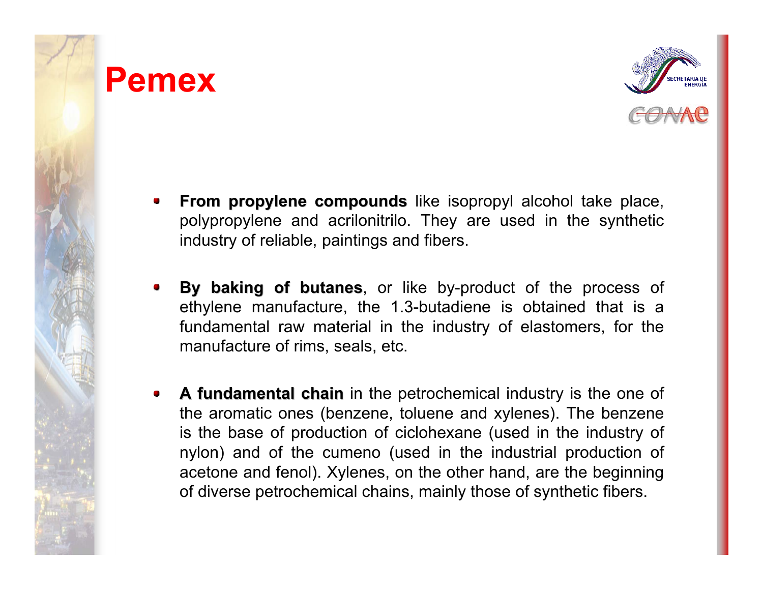# Pemex

- **From propylene compounds** like isopropyl alcohol take place, polypropylene and acrilonitrilo. They are used in the synthetic industry of reliable, paintings and fibers.

- **By baking of butanes**, or like by-product of the process of ethylene manufacture, the 1.3-butadiene is obtained that is a fundamental raw material in the industry of elastomers, for the manufacture of rims, seals, etc.

- **A fundamental chain** in the petrochemical industry is the one of the aromatic ones (benzene, toluene and xylenes). The benzene is the base of production of ciclohexane (used in the industry of nylon) and of the cumeno (used in the industrial production of acetone and fenol). Xylenes, on the other hand, are the beginning of diverse petrochemical chains, mainly those of synthetic fibers.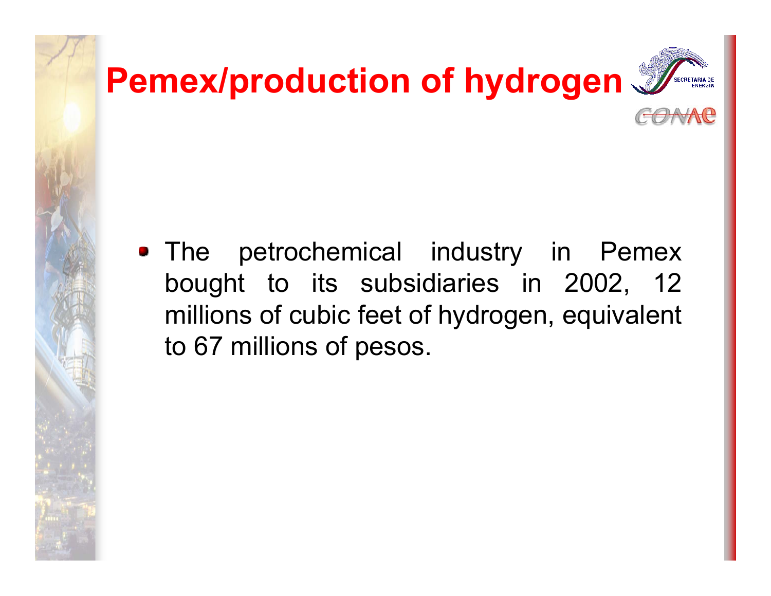# Pemex/production of hydrogen

- The petrochemical industry in Pemex bought to its subsidiaries in 2002, 12 millions of cubic feet of hydrogen, equivalent to 67 millions of pesos.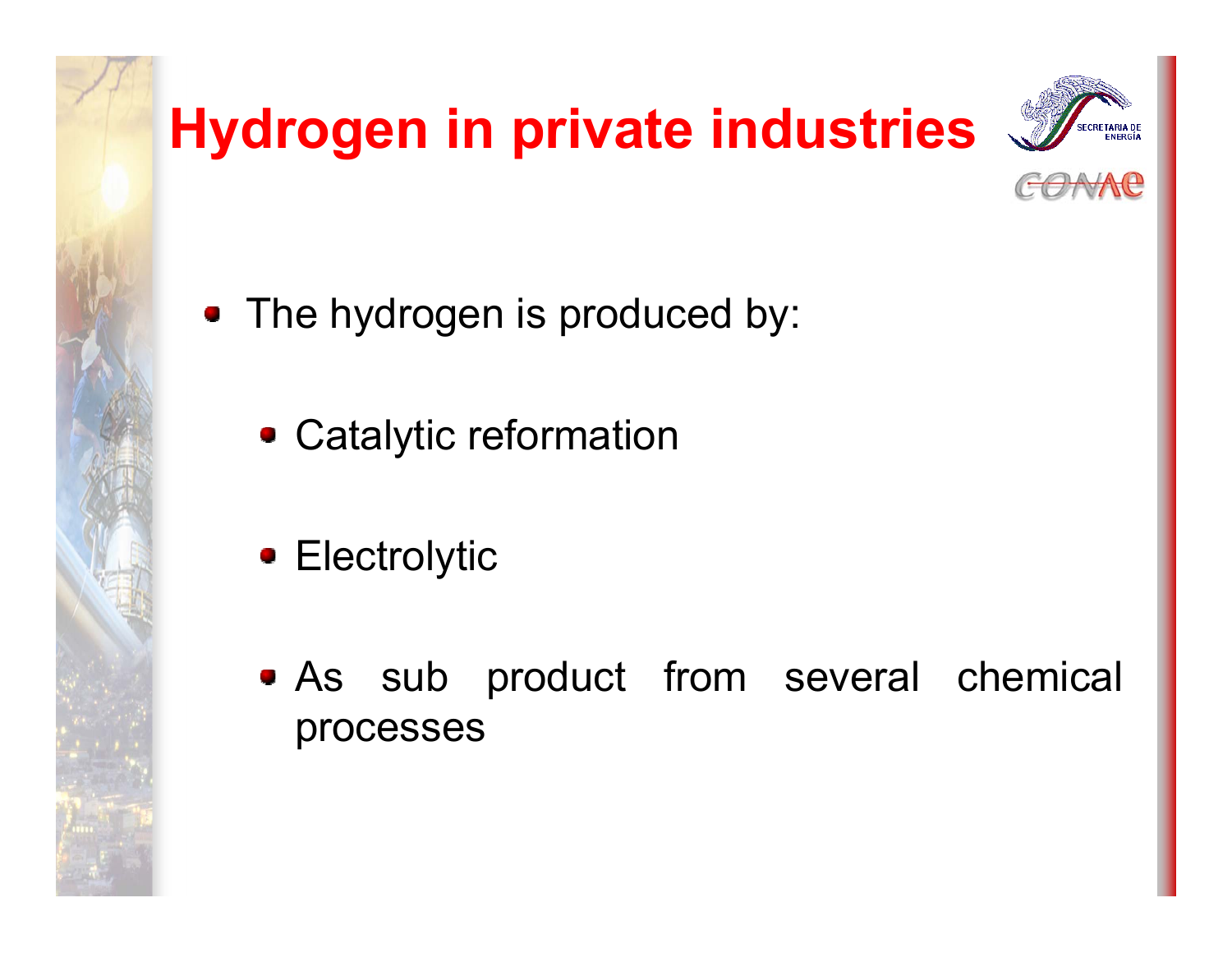# Hydrogen in private industries

- The hydrogen is produced by:
  - Catalytic reformation
  - Electrolytic
  - As sub product from several chemical processes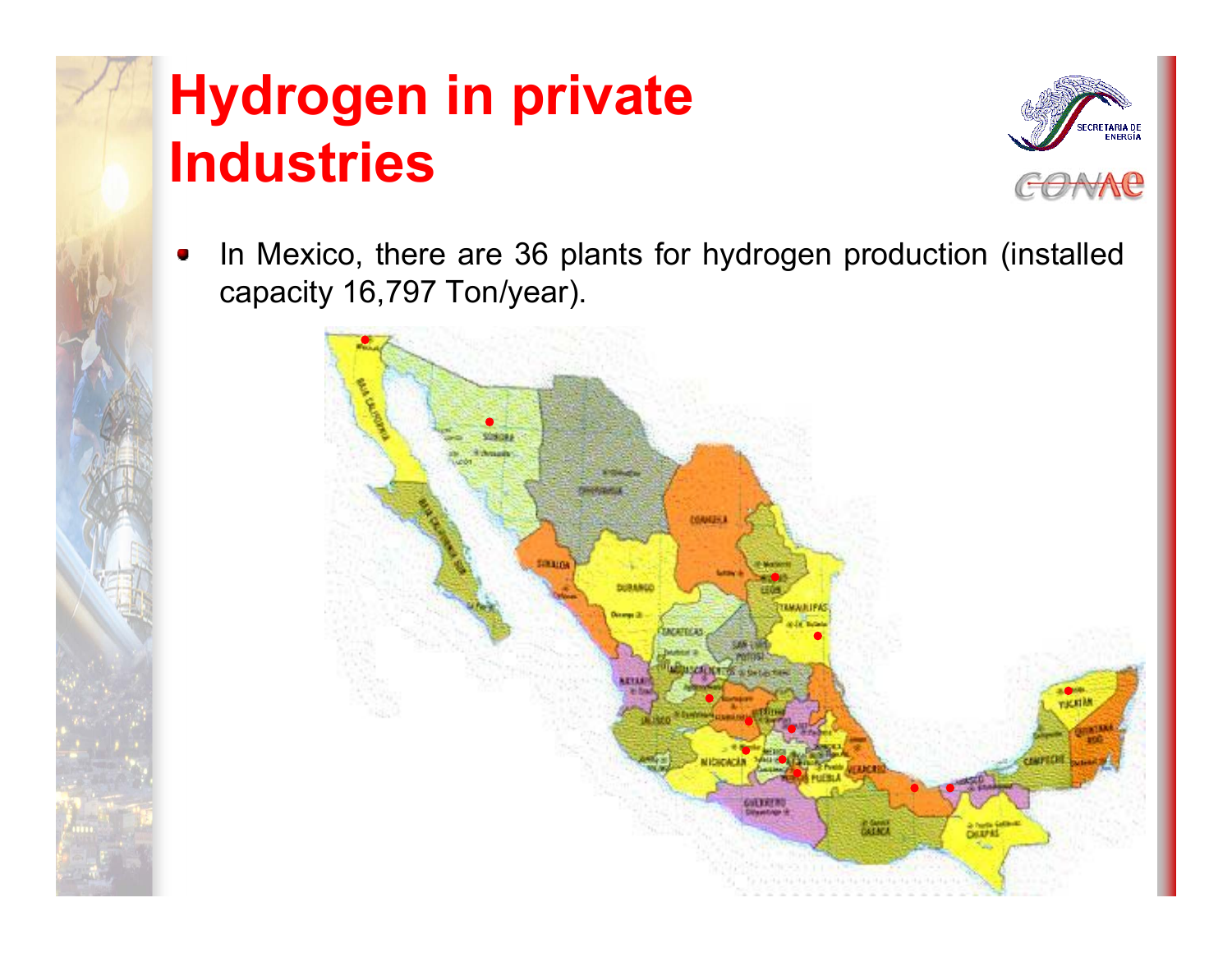# Hydrogen in private Industries

- In Mexico, there are 36 plants for hydrogen production (installed capacity 16,797 Ton/year).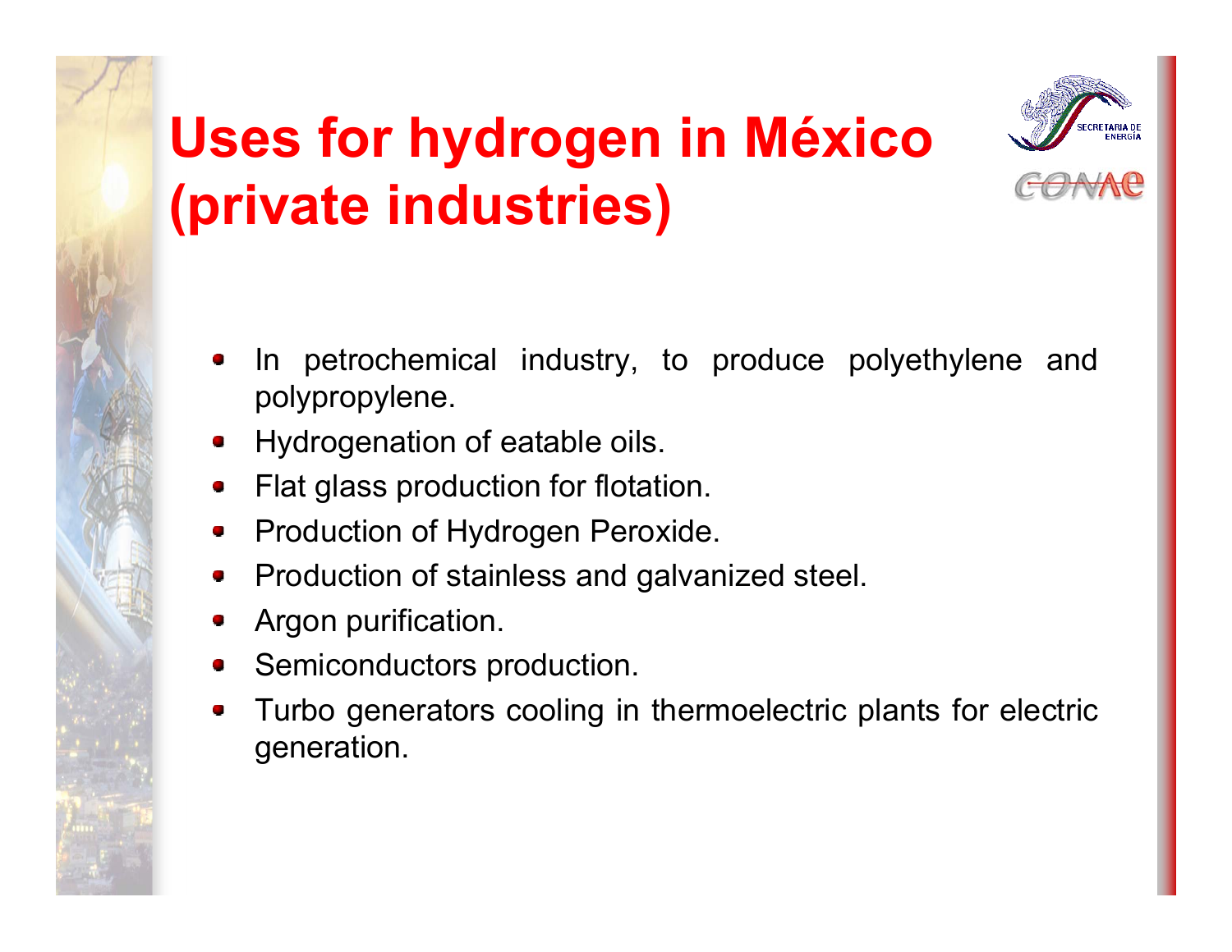# Uses for hydrogen in México (private industries)

- In petrochemical industry, to produce polyethylene and polypropylene.
- Hydrogenation of eatable oils.
- Flat glass production for flotation.
- Production of Hydrogen Peroxide.
- Production of stainless and galvanized steel.
- Argon purification.
- Semiconductors production.
- Turbo generators cooling in thermoelectric plants for electric generation.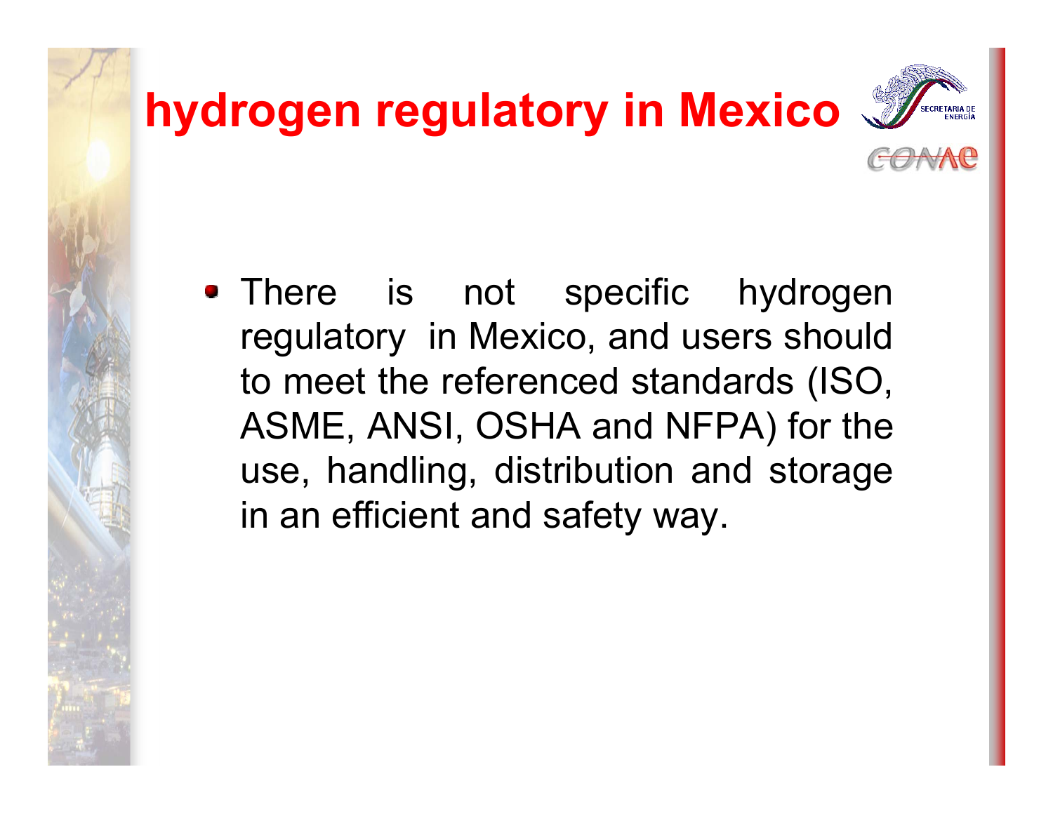# hydrogen regulatory in Mexico

- There is not specific hydrogen regulatory in Mexico, and users should to meet the referenced standards (ISO, ASME, ANSI, OSHA and NFPA) for the use, handling, distribution and storage in an efficient and safety way.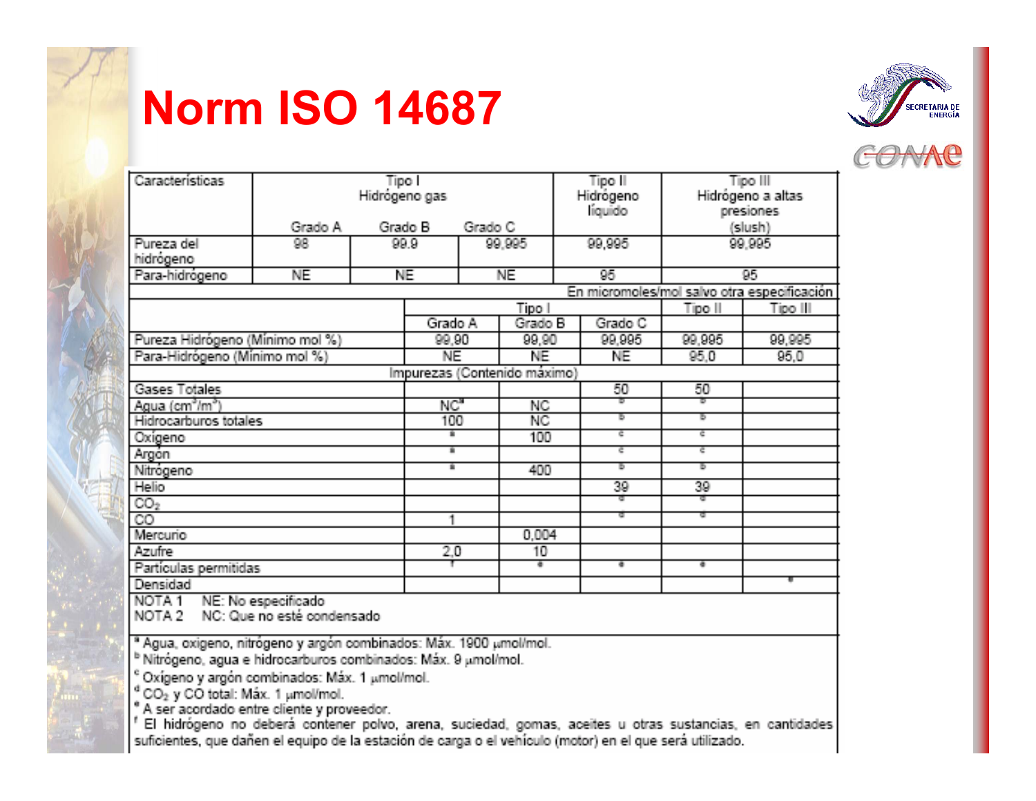# Norm ISO 14687

| Características | Tipo I Hidrógeno gas | | | Tipo II Hidrógeno líquido | Tipo III Hidrógeno a altas presiones (slush) |
|---|---|---|---|---|---|
| | Grado A | Grado B | Grado C | | |
| Pureza del hidrógeno | 98 | 99.9 | 99,995 | 99,995 | 99,995 |
| Para-hidrógeno | NE | NE | NE | 95 | 95 |

En micromoles/mol salvo otra especificación

| | Tipo I | | | Tipo II | Tipo III |
|---|---|---|---|---|---|
| | Grado A | Grado B | Grado C | | |
| Pureza Hidrógeno (Mínimo mol %) | 99,90 | 99,90 | 99,995 | 99,995 | 99,995 |
| Para-Hidrógeno (Mínimo mol %) | NE | NE | NE | 95,0 | 95,0 |
| **Impurezas (Contenido máximo)** | | | | | |
| Gases Totales | | | 50 | 50 | |
| Agua ($cm^3/m^3$) | NC[a] | NC | [b] | [b] | |
| Hidrocarburos totales | 100 | NC | [b] | [b] | |
| Oxígeno | [a] | 100 | [c] | [c] | |
| Argón | [a] | | [c] | [c] | |
| Nitrógeno | [a] | 400 | [b] | [b] | |
| Helio | | | 39 | 39 | |
| $CO_2$ | | | [d] | [d] | |
| CO | 1 | | [d] | [d] | |
| Mercurio | | 0,004 | | | |
| Azufre | 2,0 | 10 | | | |
| Partículas permitidas | [f] | [e] | [e] | [e] | |
| Densidad | | | | | [e] |

NOTA 1 NE: No especificado
NOTA 2 NC: Que no esté condensado

[a] Agua, oxigeno, nitrógeno y argón combinados: Máx. 1900 μmol/mol.
[b] Nitrógeno, agua e hidrocarburos combinados: Máx. 9 μmol/mol.
[c] Oxígeno y argón combinados: Máx. 1 μmol/mol.
[d] $CO_2$ y CO total: Máx. 1 μmol/mol.
[e] A ser acordado entre cliente y proveedor.
[f] El hidrógeno no deberá contener polvo, arena, suciedad, gomas, aceites u otras sustancias, en cantidades suficientes, que dañen el equipo de la estación de carga o el vehículo (motor) en el que será utilizado.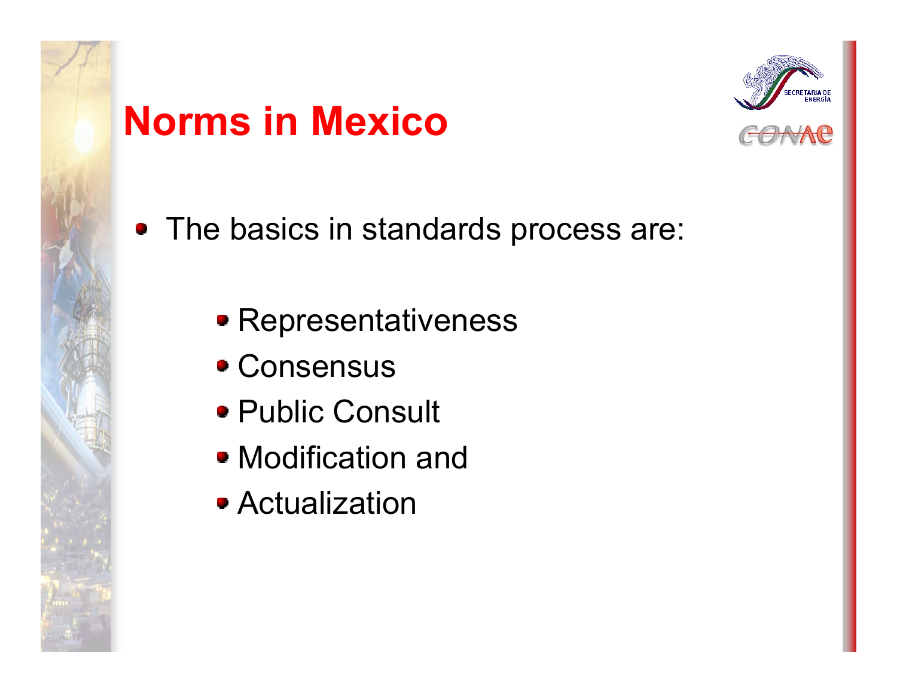# Norms in Mexico

- The basics in standards process are:
  - Representativeness
  - Consensus
  - Public Consult
  - Modification and
  - Actualization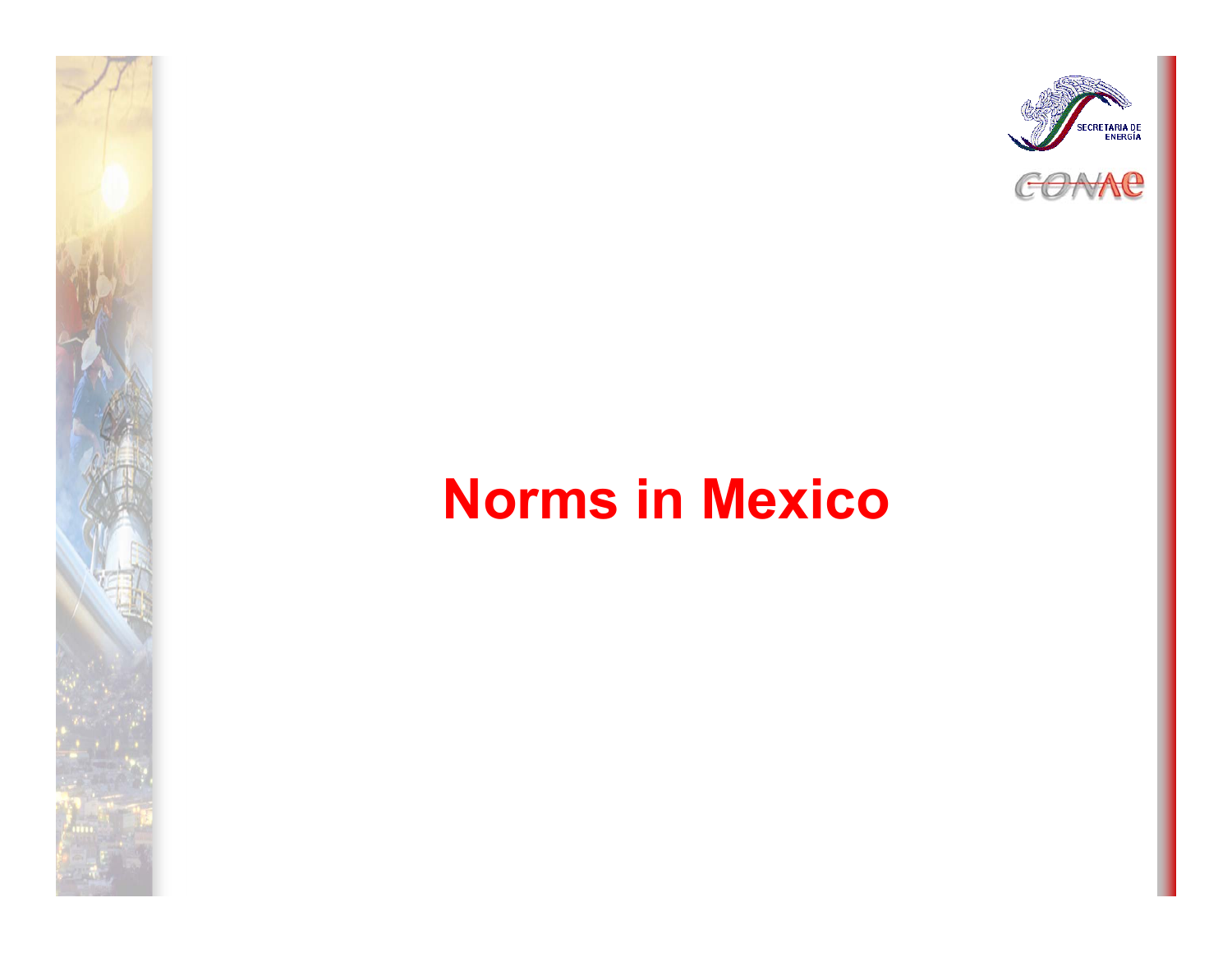# Norms in Mexico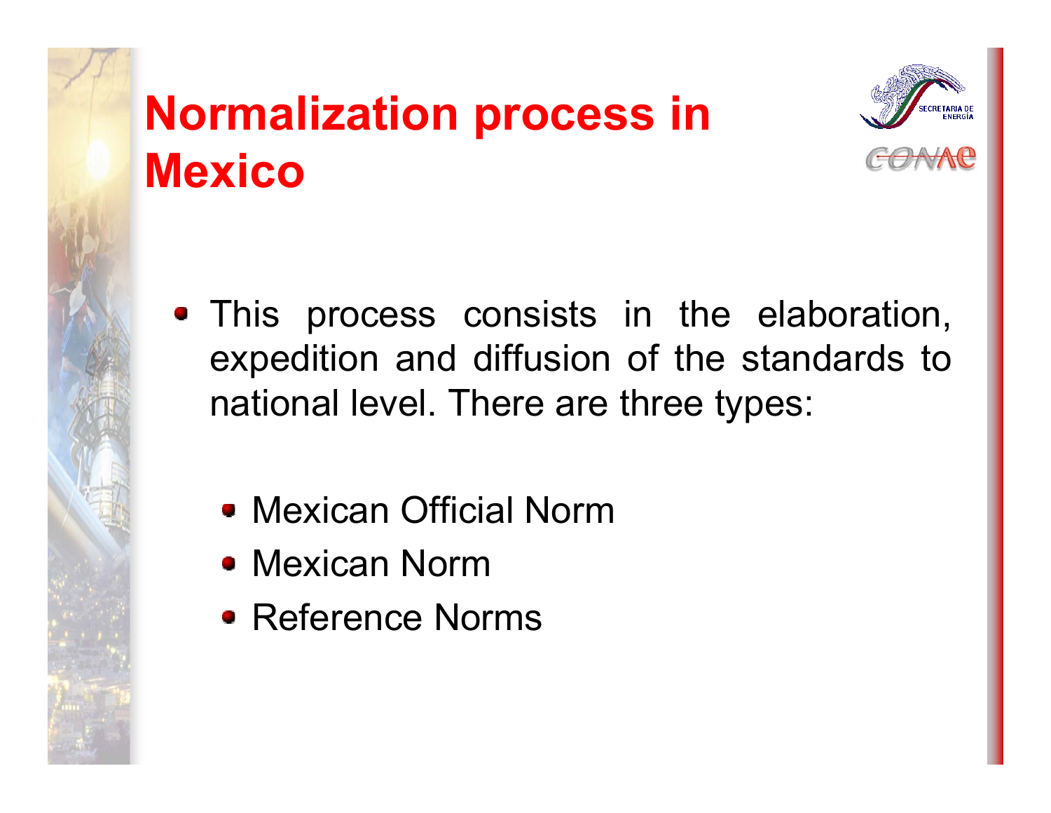# Normalization process in Mexico

- This process consists in the elaboration, expedition and diffusion of the standards to national level. There are three types:
  - Mexican Official Norm
  - Mexican Norm
  - Reference Norms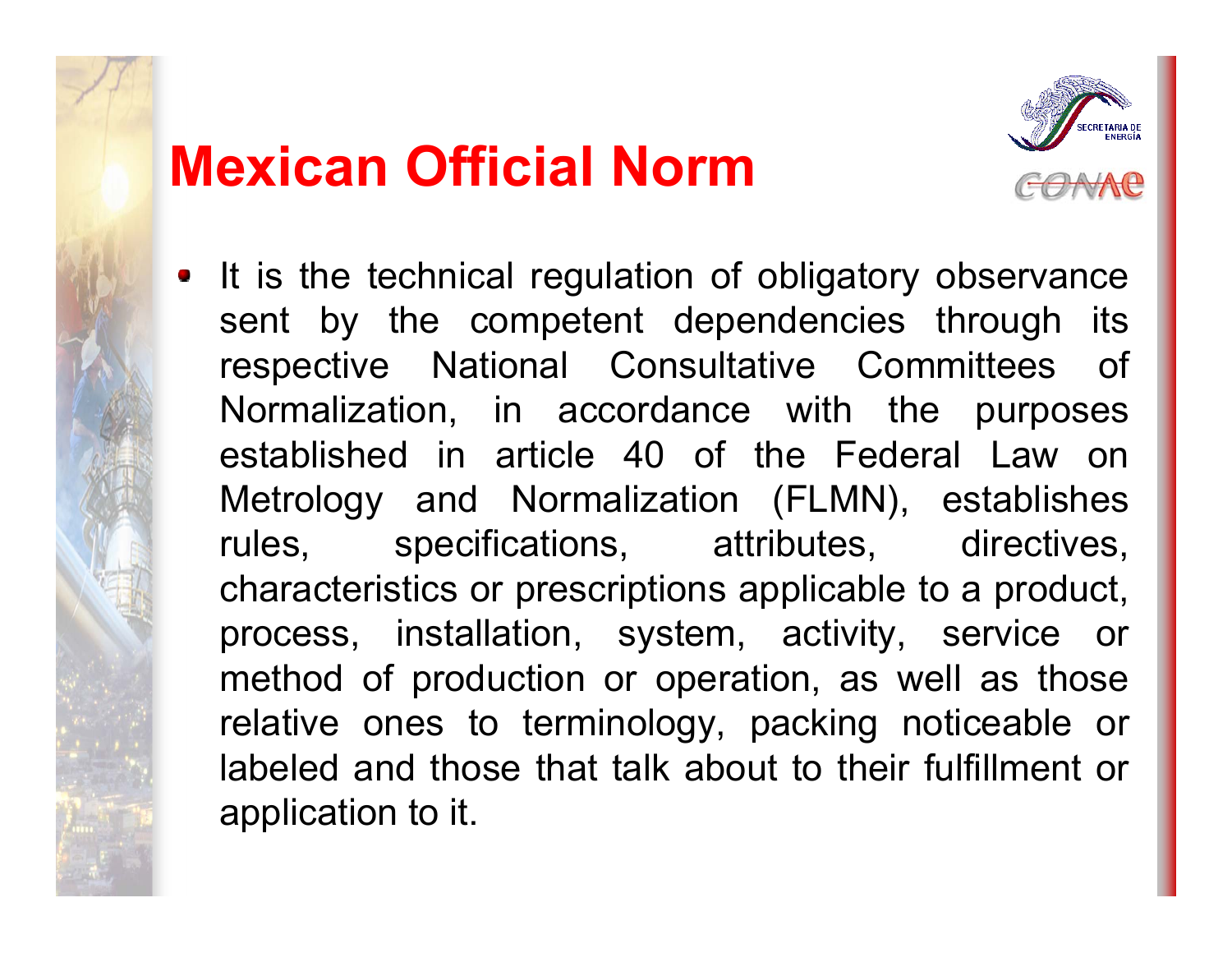# Mexican Official Norm

- It is the technical regulation of obligatory observance sent by the competent dependencies through its respective National Consultative Committees of Normalization, in accordance with the purposes established in article 40 of the Federal Law on Metrology and Normalization (FLMN), establishes rules, specifications, attributes, directives, characteristics or prescriptions applicable to a product, process, installation, system, activity, service or method of production or operation, as well as those relative ones to terminology, packing noticeable or labeled and those that talk about to their fulfillment or application to it.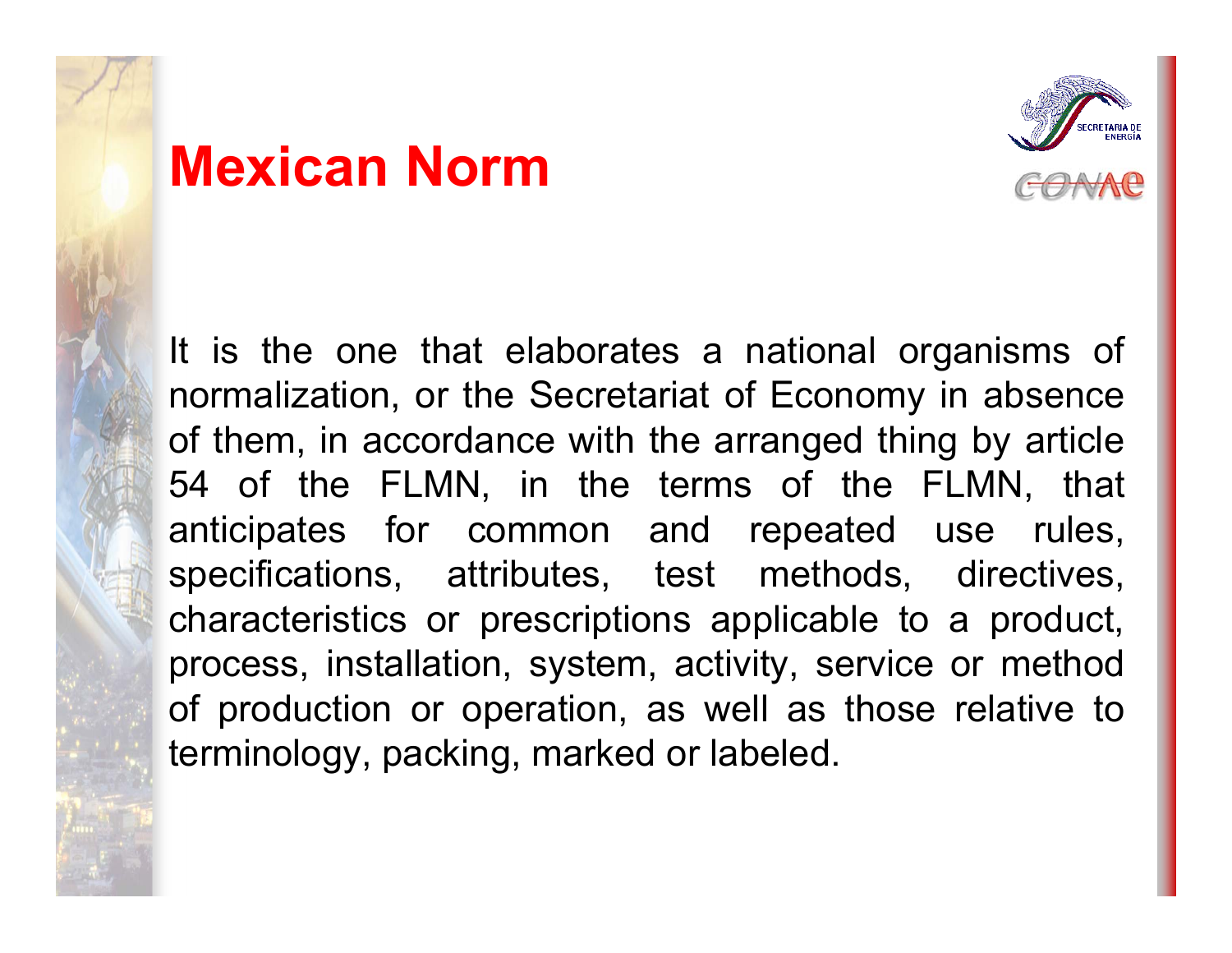# Mexican Norm

It is the one that elaborates a national organisms of normalization, or the Secretariat of Economy in absence of them, in accordance with the arranged thing by article 54 of the FLMN, in the terms of the FLMN, that anticipates for common and repeated use rules, specifications, attributes, test methods, directives, characteristics or prescriptions applicable to a product, process, installation, system, activity, service or method of production or operation, as well as those relative to terminology, packing, marked or labeled.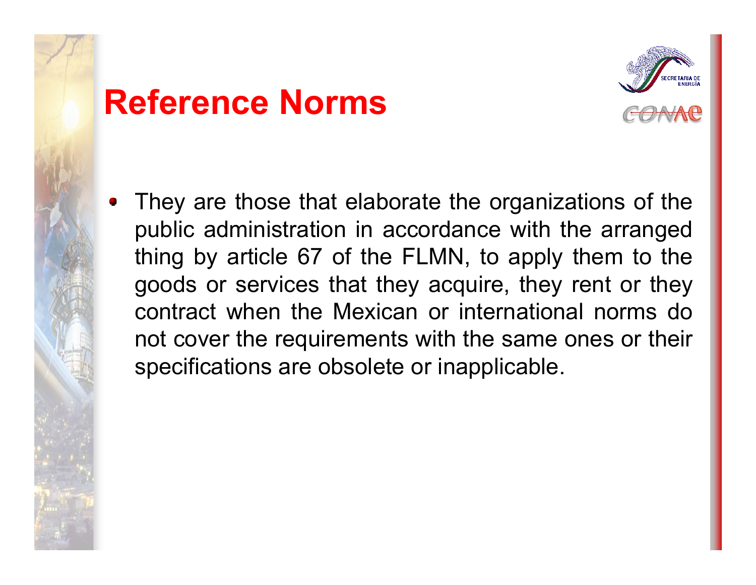# Reference Norms

- They are those that elaborate the organizations of the public administration in accordance with the arranged thing by article 67 of the FLMN, to apply them to the goods or services that they acquire, they rent or they contract when the Mexican or international norms do not cover the requirements with the same ones or their specifications are obsolete or inapplicable.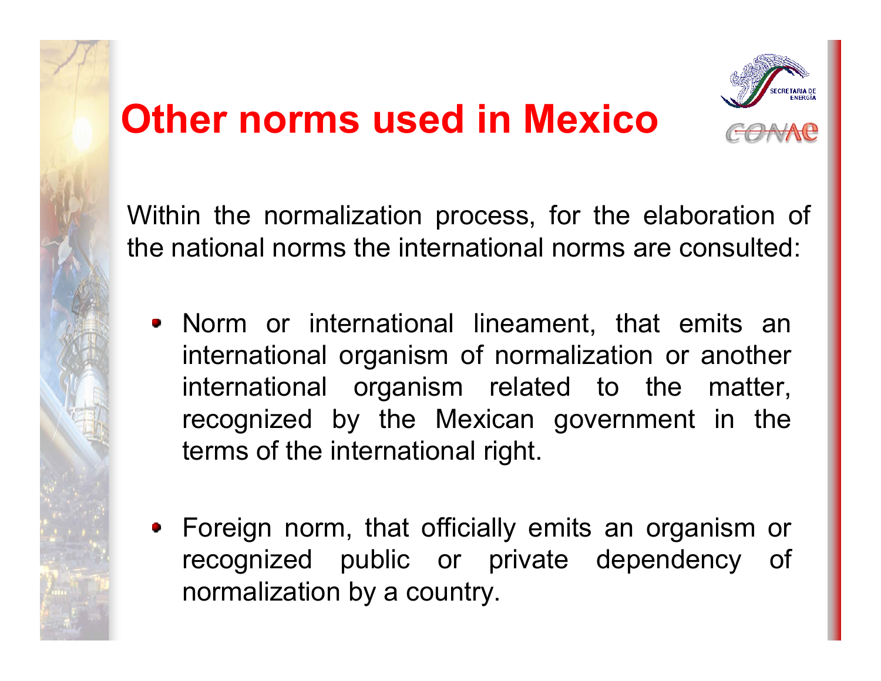# Other norms used in Mexico

Within the normalization process, for the elaboration of the national norms the international norms are consulted:

- Norm or international lineament, that emits an international organism of normalization or another international organism related to the matter, recognized by the Mexican government in the terms of the international right.
- Foreign norm, that officially emits an organism or recognized public or private dependency of normalization by a country.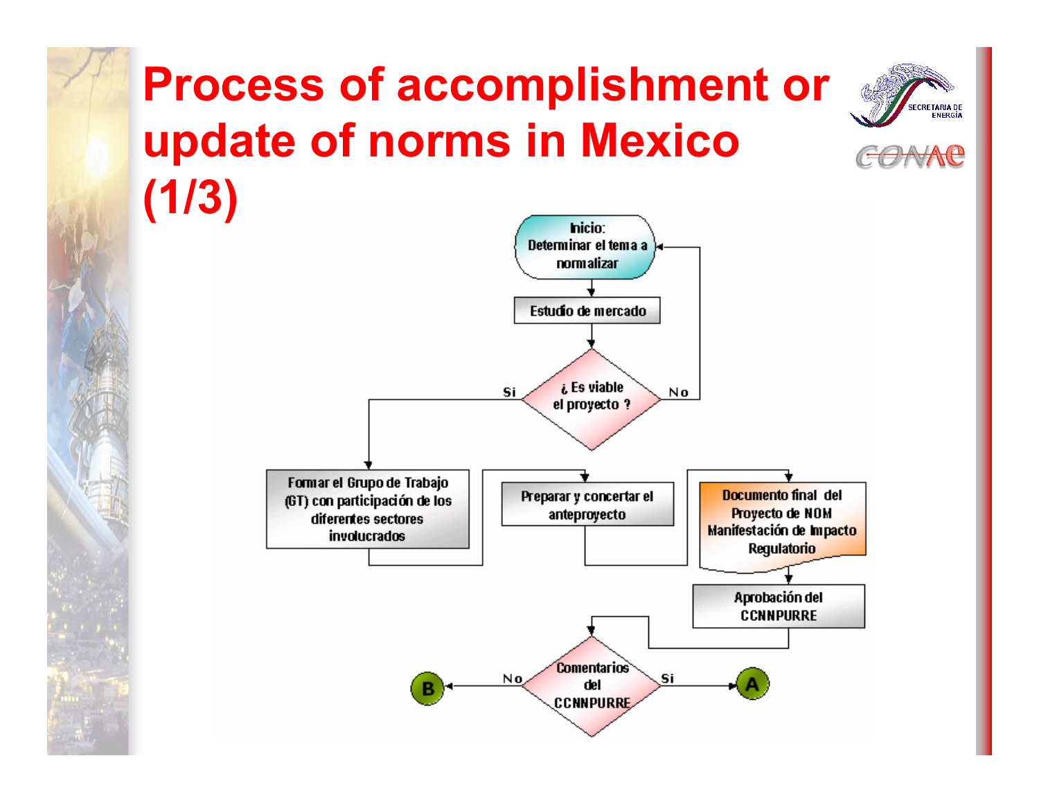# Process of accomplishment or update of norms in Mexico (1/3)

SECRETARIA DE ENERGÍA

CONAE

Inicio: Determinar el tema a normalizar

Estudio de mercado

¿ Es viable el proyecto ?

Si

No

Formar el Grupo de Trabajo (GT) con participación de los diferentes sectores involucrados

Preparar y concertar el anteproyecto

Documento final del Proyecto de NOM Manifestación de Impacto Regulatorio

Aprobación del CCNNPURRE

Comentarios del CCNNPURRE

No

Si

B

A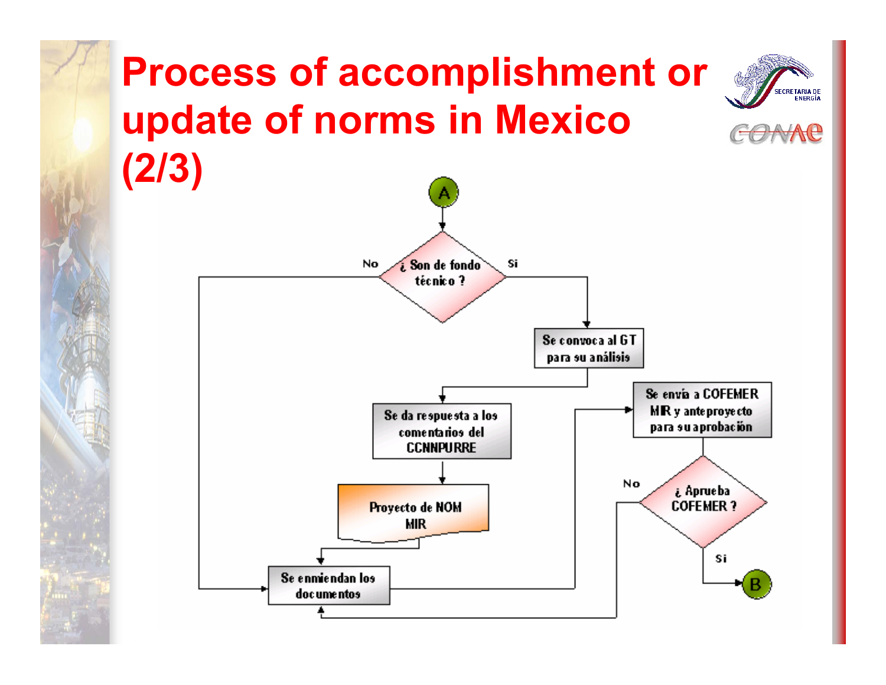# Process of accomplishment or update of norms in Mexico (2/3)

SECRETARIA DE ENERGIA

CONAE

- A
- ¿ Son de fondo técnico ?
  - No → Se enmiendan los documentos
  - Si → Se convoca al GT para su análisis
- Se convoca al GT para su análisis → Se da respuesta a los comentarios del CCNNPURRE
- Se da respuesta a los comentarios del CCNNPURRE → Proyecto de NOM MIR
- Proyecto de NOM MIR → Se enmiendan los documentos
- Se enmiendan los documentos → Se envía a COFEMER MIR y anteproyecto para su aprobación
- Se envía a COFEMER MIR y anteproyecto para su aprobación → ¿ Aprueba COFEMER ?
  - No → Se enmiendan los documentos
  - Si → B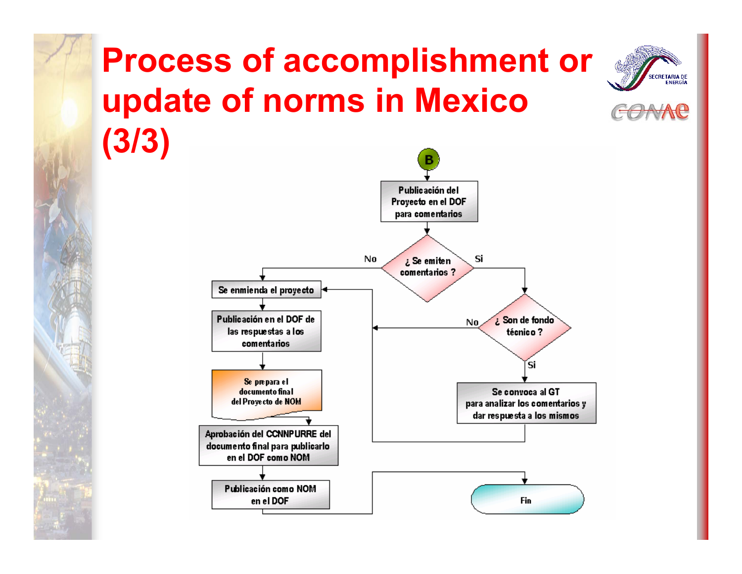# Process of accomplishment or update of norms in Mexico (3/3)

SECRETARIA DE ENERGÍA

CONAE

B

Publicación del Proyecto en el DOF para comentarios

¿ Se emiten comentarios ?

No

Si

Se enmienda el proyecto

Publicación en el DOF de las respuestas a los comentarios

Se prepara el documento final del Proyecto de NOM

Aprobación del CCNNPURRE del documento final para publicarlo en el DOF como NOM

Publicación como NOM en el DOF

¿ Son de fondo técnico ?

No

Si

Se convoca al GT para analizar los comentarios y dar respuesta a los mismos

Fin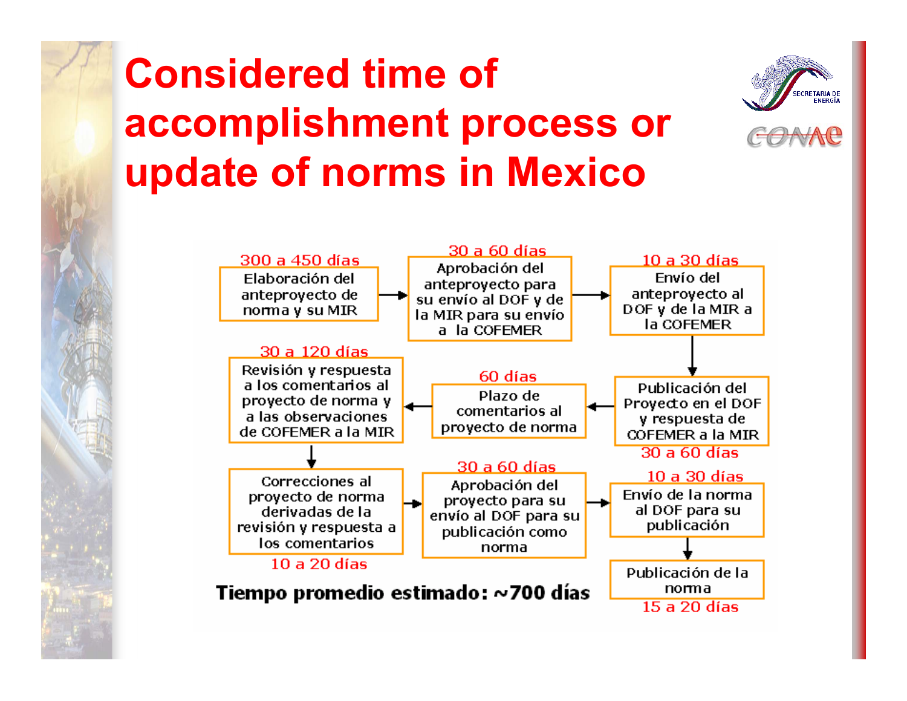# Considered time of accomplishment process or update of norms in Mexico

1. **Elaboración del anteproyecto de norma y su MIR** — 300 a 450 días
2. **Aprobación del anteproyecto para su envío al DOF y de la MIR para su envío a la COFEMER** — 30 a 60 días
3. **Envío del anteproyecto al DOF y de la MIR a la COFEMER** — 10 a 30 días
4. **Publicación del Proyecto en el DOF y respuesta de COFEMER a la MIR** — 30 a 60 días
5. **Plazo de comentarios al proyecto de norma** — 60 días
6. **Revisión y respuesta a los comentarios al proyecto de norma y a las observaciones de COFEMER a la MIR** — 30 a 120 días
7. **Correcciones al proyecto de norma derivadas de la revisión y respuesta a los comentarios** — 10 a 20 días
8. **Aprobación del proyecto para su envío al DOF para su publicación como norma** — 30 a 60 días
9. **Envío de la norma al DOF para su publicación** — 10 a 30 días
10. **Publicación de la norma** — 15 a 20 días

**Tiempo promedio estimado: ~700 días**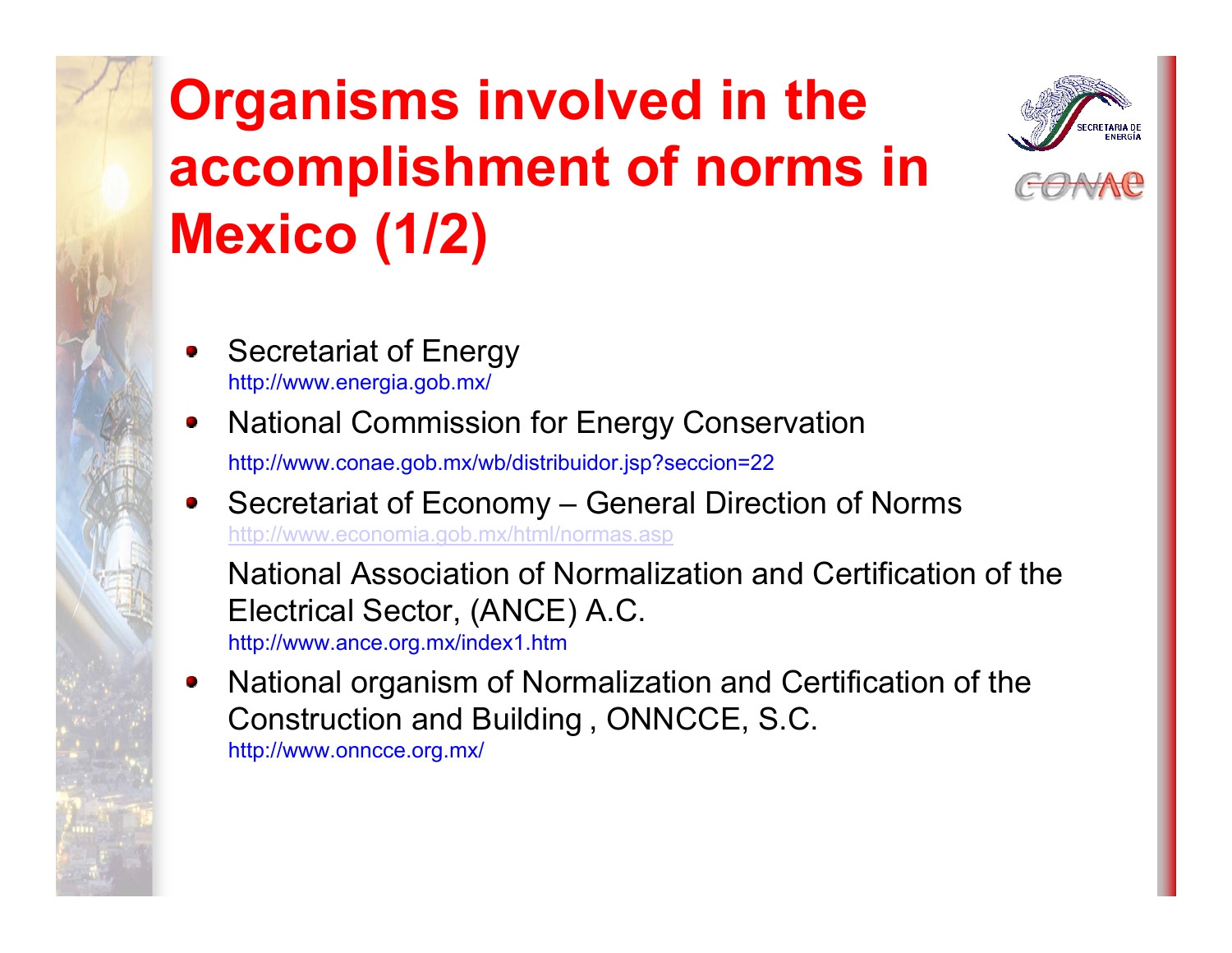# Organisms involved in the accomplishment of norms in Mexico (1/2)

- Secretariat of Energy
  http://www.energia.gob.mx/
- National Commission for Energy Conservation
  http://www.conae.gob.mx/wb/distribuidor.jsp?seccion=22
- Secretariat of Economy – General Direction of Norms
  http://www.economia.gob.mx/html/normas.asp

  National Association of Normalization and Certification of the Electrical Sector, (ANCE) A.C.
  http://www.ance.org.mx/index1.htm
- National organism of Normalization and Certification of the Construction and Building , ONNCCE, S.C.
  http://www.onncce.org.mx/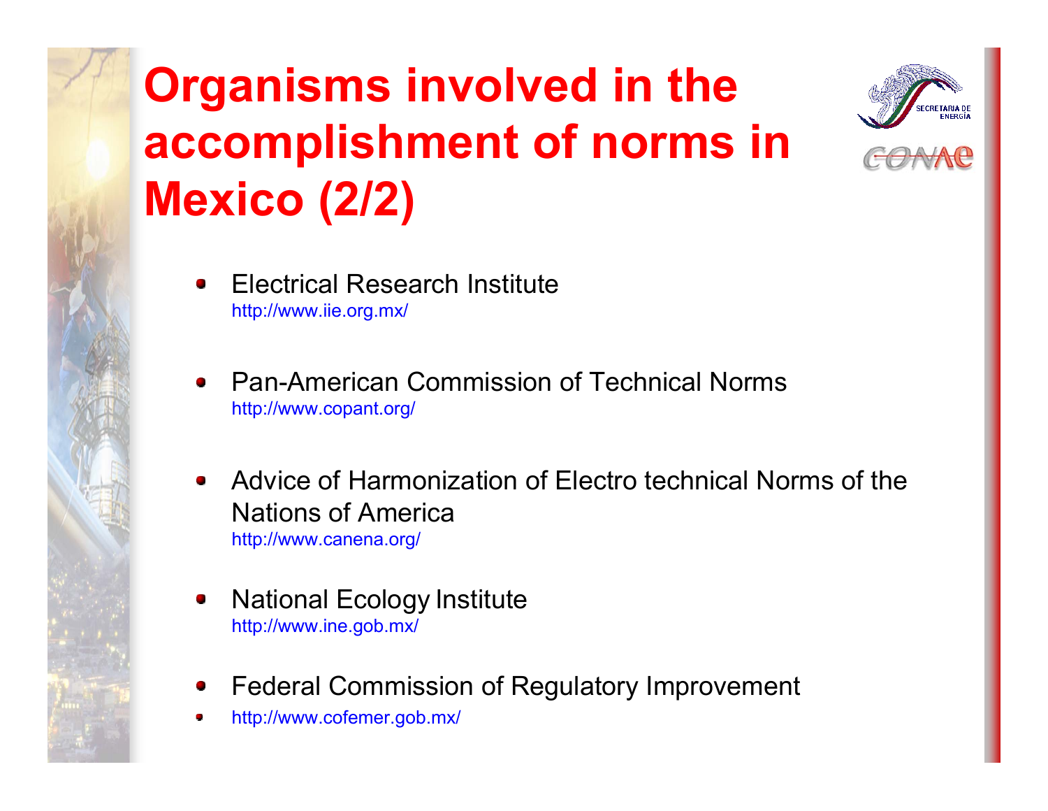# Organisms involved in the accomplishment of norms in Mexico (2/2)

- Electrical Research Institute
  http://www.iie.org.mx/

- Pan-American Commission of Technical Norms
  http://www.copant.org/

- Advice of Harmonization of Electro technical Norms of the Nations of America
  http://www.canena.org/

- National Ecology Institute
  http://www.ine.gob.mx/

- Federal Commission of Regulatory Improvement
- http://www.cofemer.gob.mx/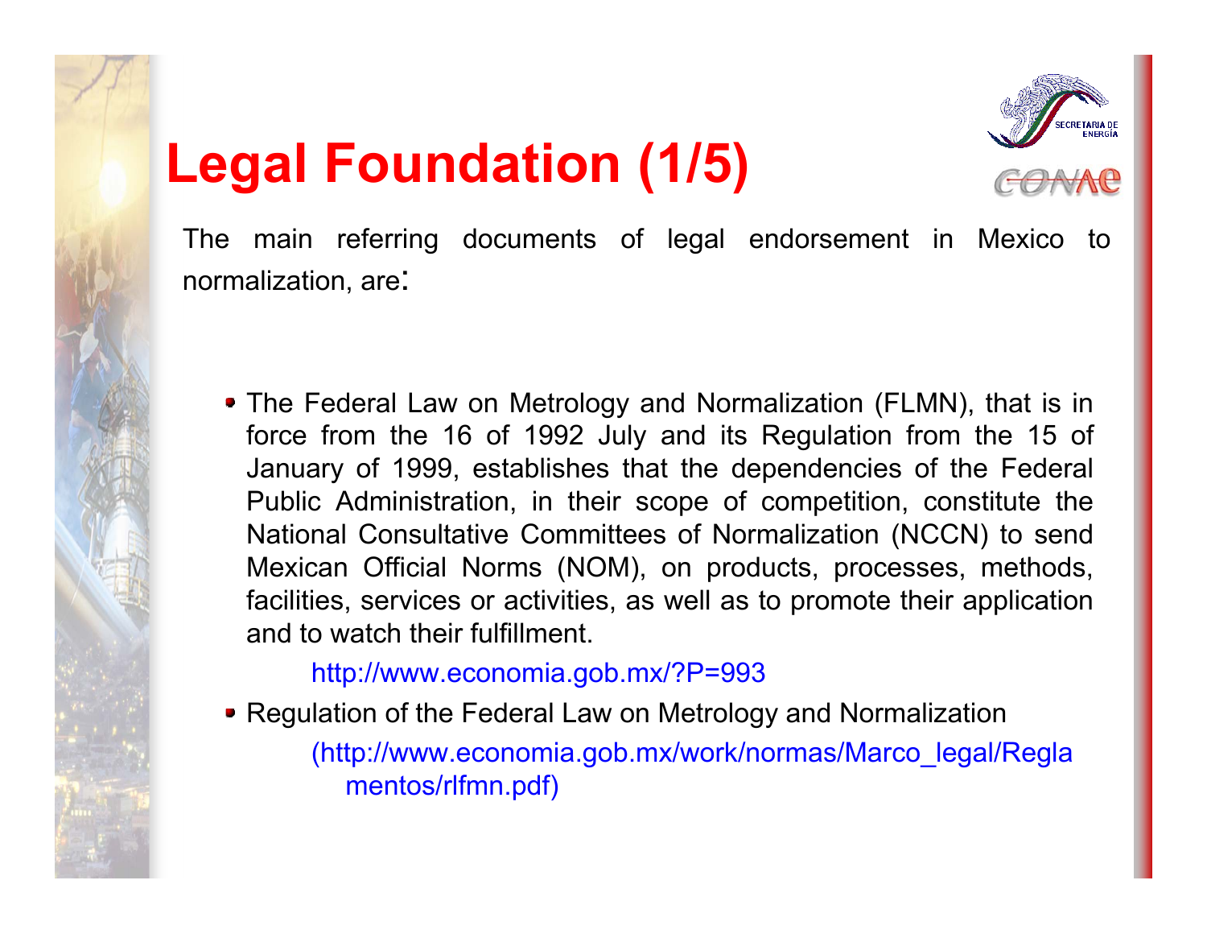# Legal Foundation (1/5)

The main referring documents of legal endorsement in Mexico to normalization, are:

- The Federal Law on Metrology and Normalization (FLMN), that is in force from the 16 of 1992 July and its Regulation from the 15 of January of 1999, establishes that the dependencies of the Federal Public Administration, in their scope of competition, constitute the National Consultative Committees of Normalization (NCCN) to send Mexican Official Norms (NOM), on products, processes, methods, facilities, services or activities, as well as to promote their application and to watch their fulfillment.

  http://www.economia.gob.mx/?P=993

- Regulation of the Federal Law on Metrology and Normalization

  (http://www.economia.gob.mx/work/normas/Marco_legal/Reglamentos/rlfmn.pdf)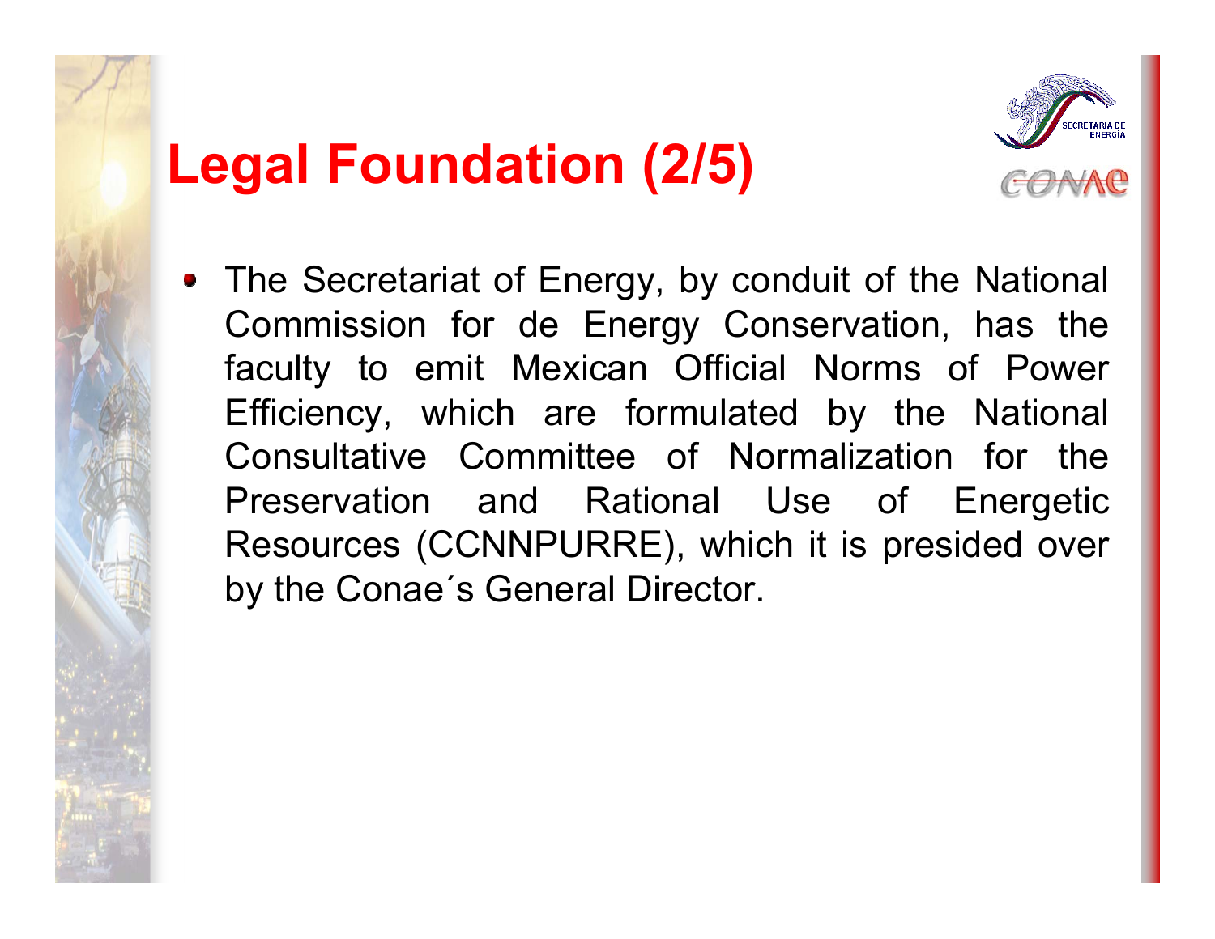# Legal Foundation (2/5)

- The Secretariat of Energy, by conduit of the National Commission for de Energy Conservation, has the faculty to emit Mexican Official Norms of Power Efficiency, which are formulated by the National Consultative Committee of Normalization for the Preservation and Rational Use of Energetic Resources (CCNNPURRE), which it is presided over by the Conae´s General Director.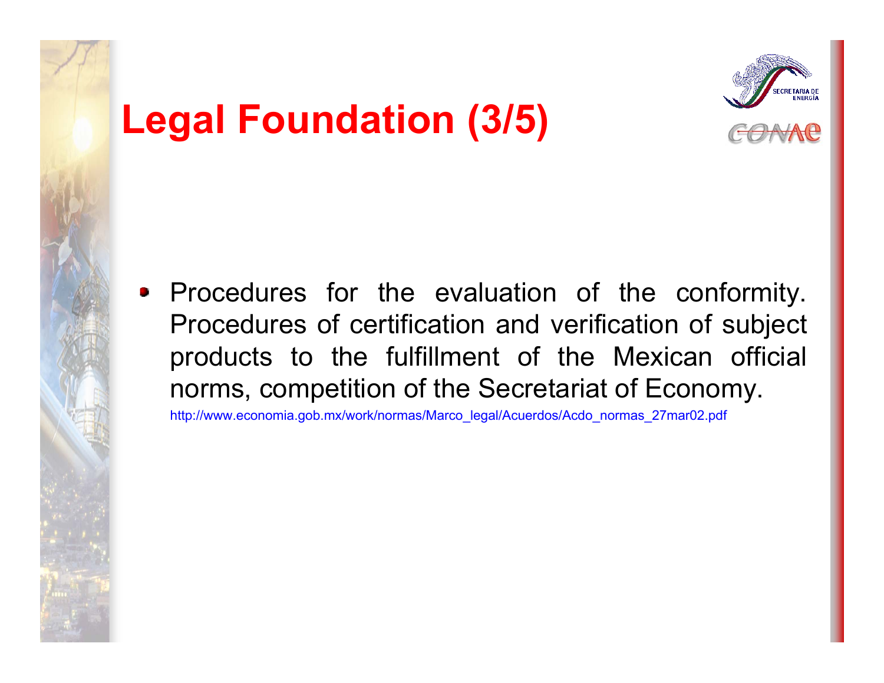# Legal Foundation (3/5)

- Procedures for the evaluation of the conformity. Procedures of certification and verification of subject products to the fulfillment of the Mexican official norms, competition of the Secretariat of Economy.

  http://www.economia.gob.mx/work/normas/Marco_legal/Acuerdos/Acdo_normas_27mar02.pdf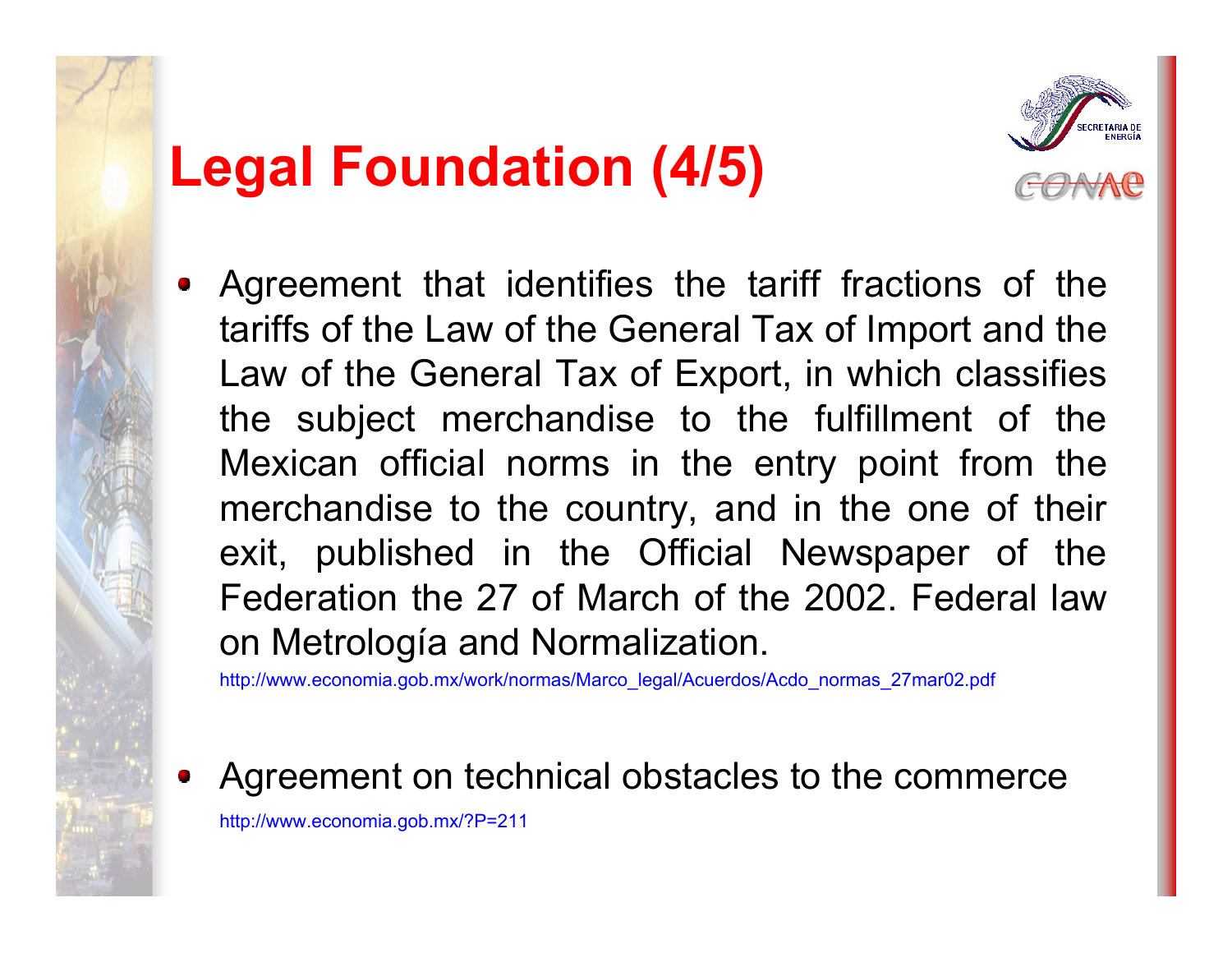# Legal Foundation (4/5)

- Agreement that identifies the tariff fractions of the tariffs of the Law of the General Tax of Import and the Law of the General Tax of Export, in which classifies the subject merchandise to the fulfillment of the Mexican official norms in the entry point from the merchandise to the country, and in the one of their exit, published in the Official Newspaper of the Federation the 27 of March of the 2002. Federal law on Metrología and Normalization.

  http://www.economia.gob.mx/work/normas/Marco_legal/Acuerdos/Acdo_normas_27mar02.pdf

- Agreement on technical obstacles to the commerce

  http://www.economia.gob.mx/?P=211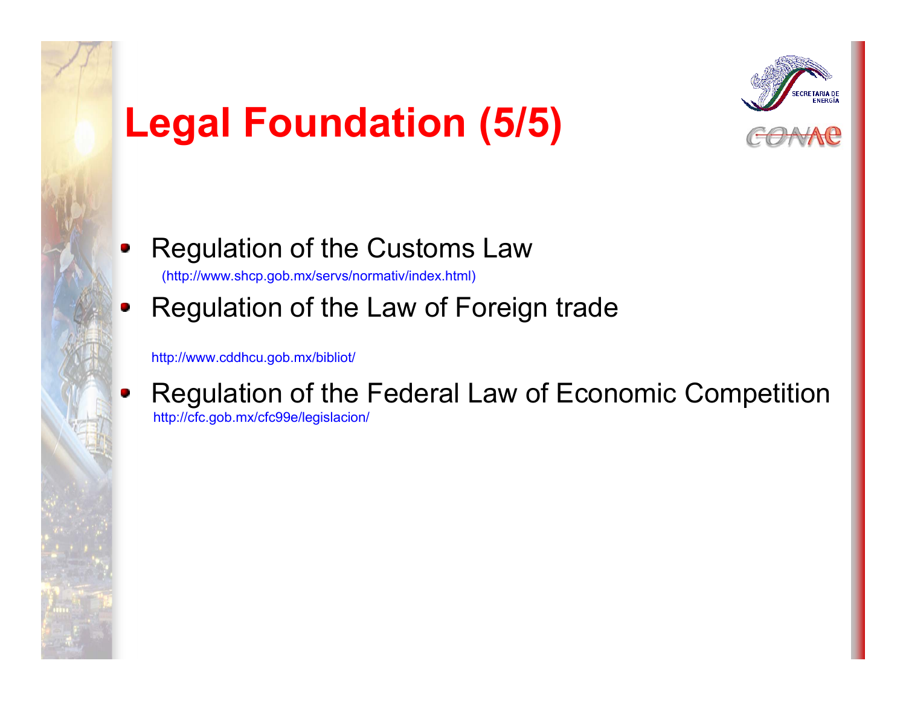# Legal Foundation (5/5)

- Regulation of the Customs Law
  (http://www.shcp.gob.mx/servs/normativ/index.html)
- Regulation of the Law of Foreign trade
  http://www.cddhcu.gob.mx/bibliot/
- Regulation of the Federal Law of Economic Competition
  http://cfc.gob.mx/cfc99e/legislacion/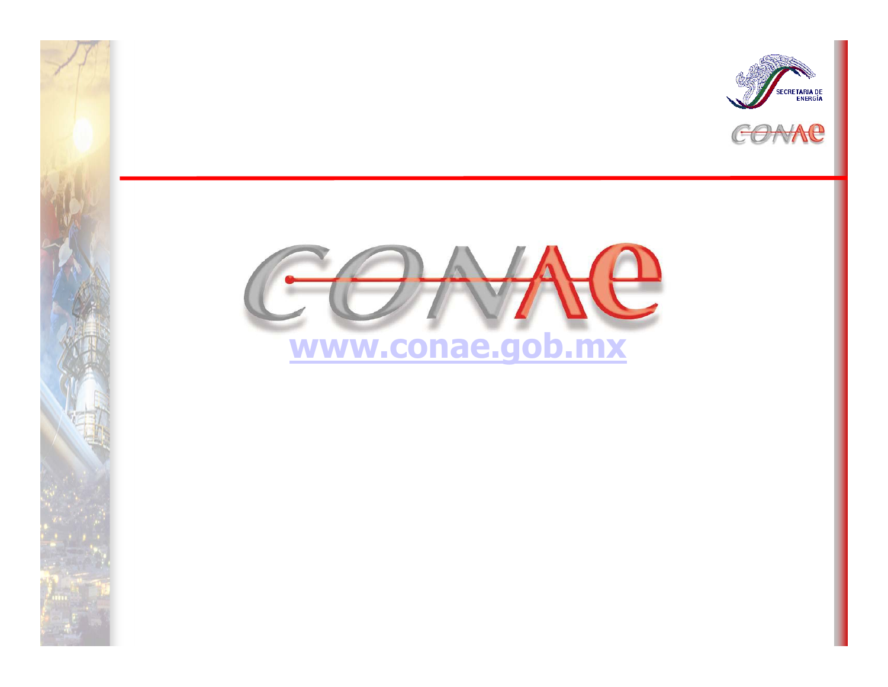CONAE

www.conae.gob.mx